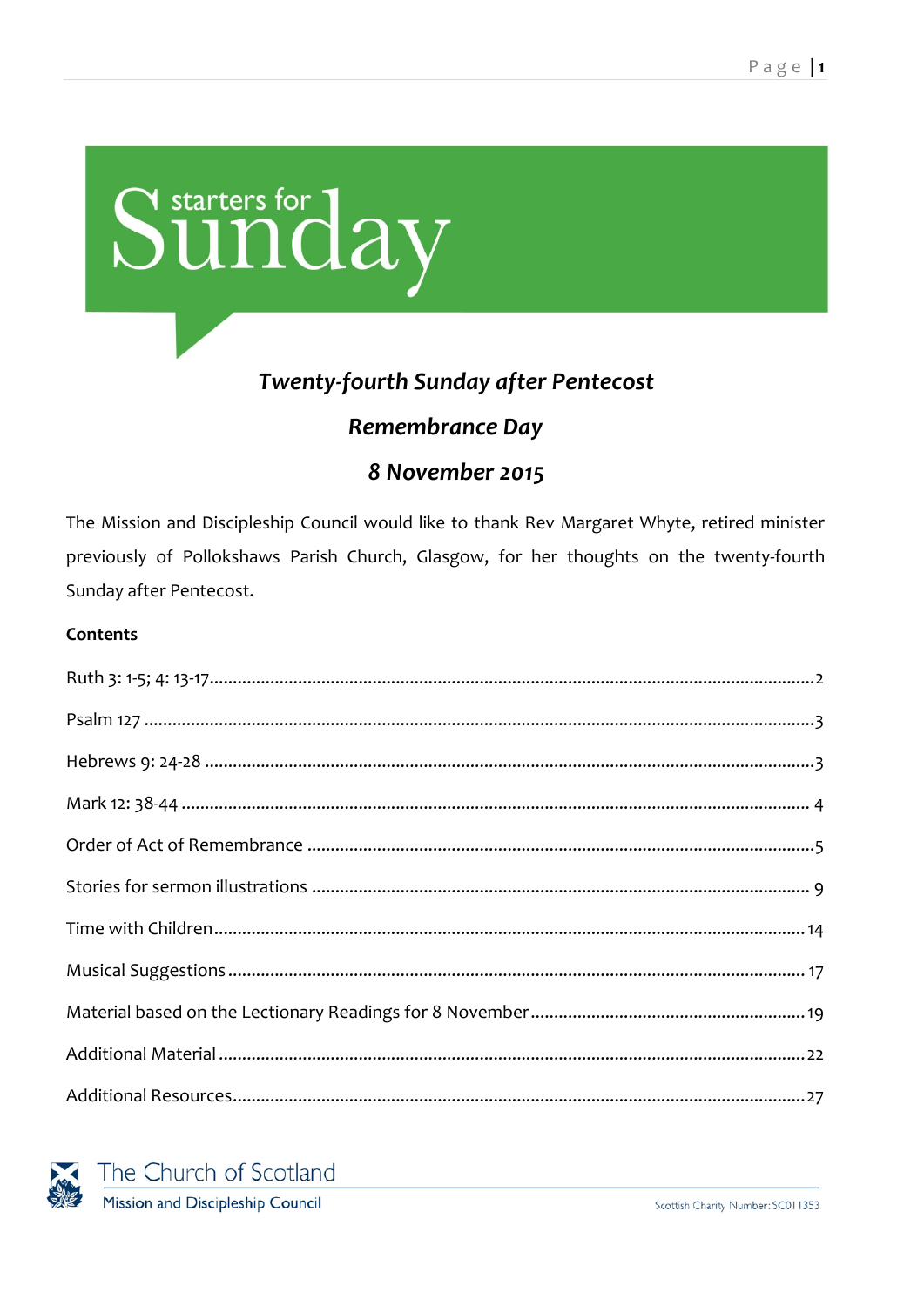# starters for Sunday

## *Twenty-fourth Sunday after Pentecost*

## *Remembrance Day*

## *8 November 2015*

The Mission and Discipleship Council would like to thank Rev Margaret Whyte, retired minister previously of Pollokshaws Parish Church, Glasgow, for her thoughts on the twenty-fourth Sunday after Pentecost.

**Contents**

Ruth 3: 1-5; 4: 13-17 .......... 2

Psalm 127 .......... 3

Hebrews 9: 24-28 .......... 3

Mark 12: 38-44 .......... 4

Order of Act of Remembrance .......... 5

Stories for sermon illustrations .......... 9

Time with Children .......... 14

Musical Suggestions .......... 17

Material based on the Lectionary Readings for 8 November .......... 19

Additional Material .......... 22

Additional Resources .......... 27

The Church of Scotland
Mission and Discipleship Council

Scottish Charity Number: SC011353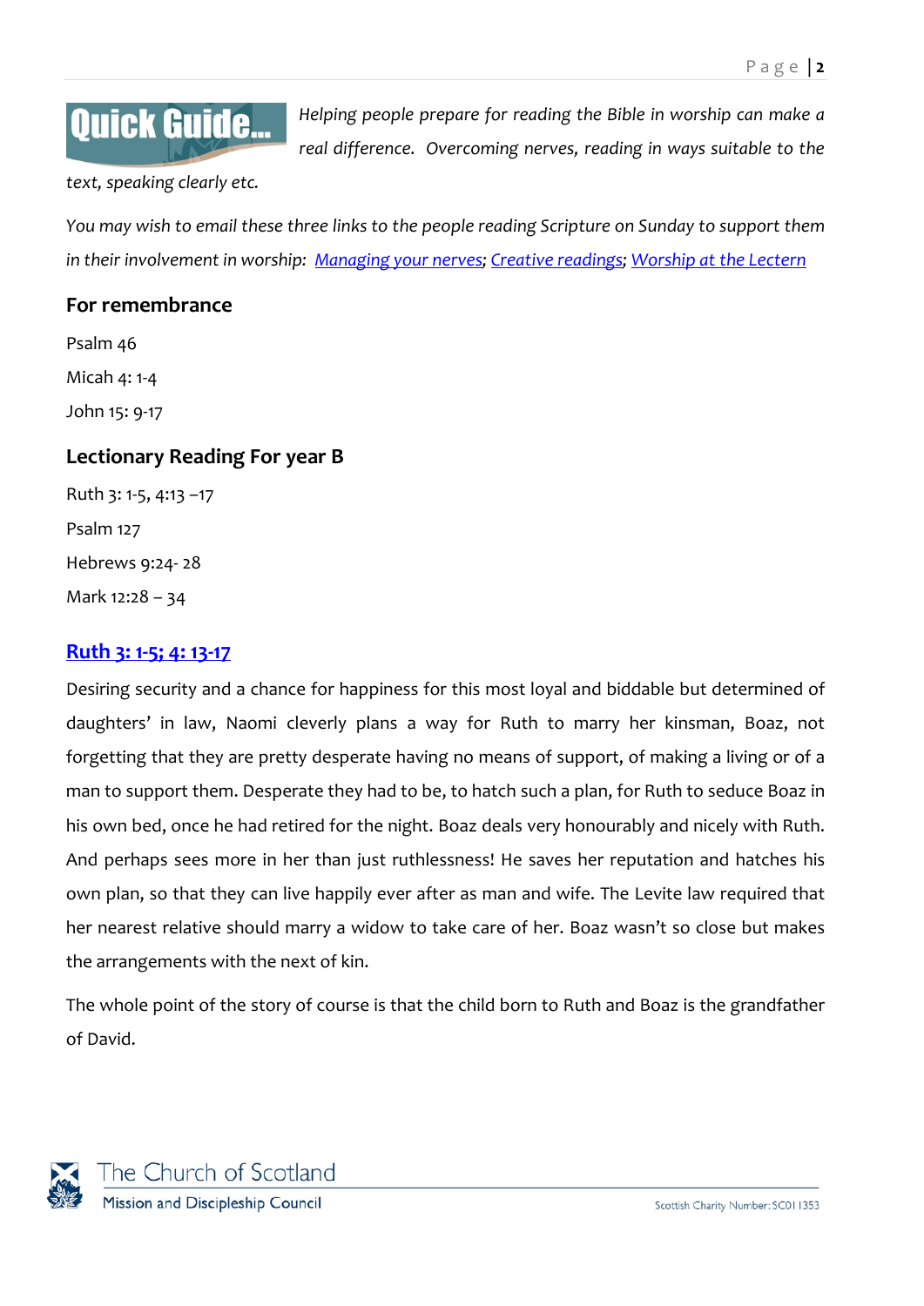**Quick Guide...** *Helping people prepare for reading the Bible in worship can make a real difference. Overcoming nerves, reading in ways suitable to the text, speaking clearly etc.*

*You may wish to email these three links to the people reading Scripture on Sunday to support them in their involvement in worship: Managing your nerves; Creative readings; Worship at the Lectern*

### For remembrance

Psalm 46

Micah 4: 1-4

John 15: 9-17

### Lectionary Reading For year B

Ruth 3: 1-5, 4:13 –17

Psalm 127

Hebrews 9:24- 28

Mark 12:28 – 34

### Ruth 3: 1-5; 4: 13-17

Desiring security and a chance for happiness for this most loyal and biddable but determined of daughters' in law, Naomi cleverly plans a way for Ruth to marry her kinsman, Boaz, not forgetting that they are pretty desperate having no means of support, of making a living or of a man to support them. Desperate they had to be, to hatch such a plan, for Ruth to seduce Boaz in his own bed, once he had retired for the night. Boaz deals very honourably and nicely with Ruth. And perhaps sees more in her than just ruthlessness! He saves her reputation and hatches his own plan, so that they can live happily ever after as man and wife. The Levite law required that her nearest relative should marry a widow to take care of her. Boaz wasn't so close but makes the arrangements with the next of kin.

The whole point of the story of course is that the child born to Ruth and Boaz is the grandfather of David.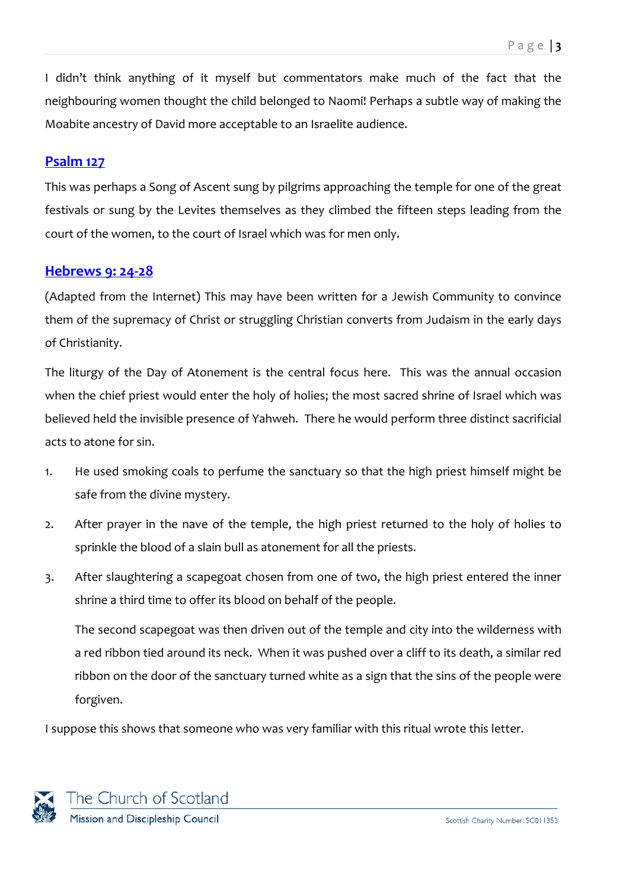I didn't think anything of it myself but commentators make much of the fact that the neighbouring women thought the child belonged to Naomi! Perhaps a subtle way of making the Moabite ancestry of David more acceptable to an Israelite audience.

## [Psalm 127]

This was perhaps a Song of Ascent sung by pilgrims approaching the temple for one of the great festivals or sung by the Levites themselves as they climbed the fifteen steps leading from the court of the women, to the court of Israel which was for men only.

## [Hebrews 9: 24-28]

(Adapted from the Internet) This may have been written for a Jewish Community to convince them of the supremacy of Christ or struggling Christian converts from Judaism in the early days of Christianity.

The liturgy of the Day of Atonement is the central focus here. This was the annual occasion when the chief priest would enter the holy of holies; the most sacred shrine of Israel which was believed held the invisible presence of Yahweh. There he would perform three distinct sacrificial acts to atone for sin.

1. He used smoking coals to perfume the sanctuary so that the high priest himself might be safe from the divine mystery.
2. After prayer in the nave of the temple, the high priest returned to the holy of holies to sprinkle the blood of a slain bull as atonement for all the priests.
3. After slaughtering a scapegoat chosen from one of two, the high priest entered the inner shrine a third time to offer its blood on behalf of the people.

   The second scapegoat was then driven out of the temple and city into the wilderness with a red ribbon tied around its neck. When it was pushed over a cliff to its death, a similar red ribbon on the door of the sanctuary turned white as a sign that the sins of the people were forgiven.

I suppose this shows that someone who was very familiar with this ritual wrote this letter.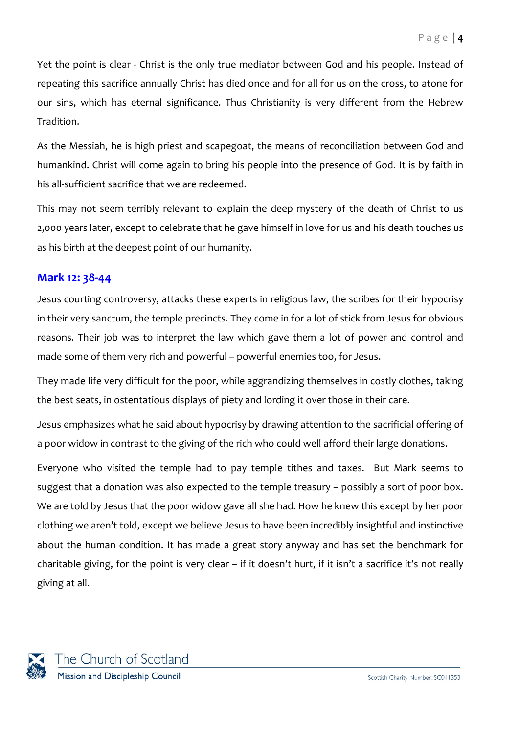Yet the point is clear - Christ is the only true mediator between God and his people. Instead of repeating this sacrifice annually Christ has died once and for all for us on the cross, to atone for our sins, which has eternal significance. Thus Christianity is very different from the Hebrew Tradition.

As the Messiah, he is high priest and scapegoat, the means of reconciliation between God and humankind. Christ will come again to bring his people into the presence of God. It is by faith in his all-sufficient sacrifice that we are redeemed.

This may not seem terribly relevant to explain the deep mystery of the death of Christ to us 2,000 years later, except to celebrate that he gave himself in love for us and his death touches us as his birth at the deepest point of our humanity.

## Mark 12: 38-44

Jesus courting controversy, attacks these experts in religious law, the scribes for their hypocrisy in their very sanctum, the temple precincts. They come in for a lot of stick from Jesus for obvious reasons. Their job was to interpret the law which gave them a lot of power and control and made some of them very rich and powerful – powerful enemies too, for Jesus.

They made life very difficult for the poor, while aggrandizing themselves in costly clothes, taking the best seats, in ostentatious displays of piety and lording it over those in their care.

Jesus emphasizes what he said about hypocrisy by drawing attention to the sacrificial offering of a poor widow in contrast to the giving of the rich who could well afford their large donations.

Everyone who visited the temple had to pay temple tithes and taxes. But Mark seems to suggest that a donation was also expected to the temple treasury – possibly a sort of poor box. We are told by Jesus that the poor widow gave all she had. How he knew this except by her poor clothing we aren't told, except we believe Jesus to have been incredibly insightful and instinctive about the human condition. It has made a great story anyway and has set the benchmark for charitable giving, for the point is very clear – if it doesn't hurt, if it isn't a sacrifice it's not really giving at all.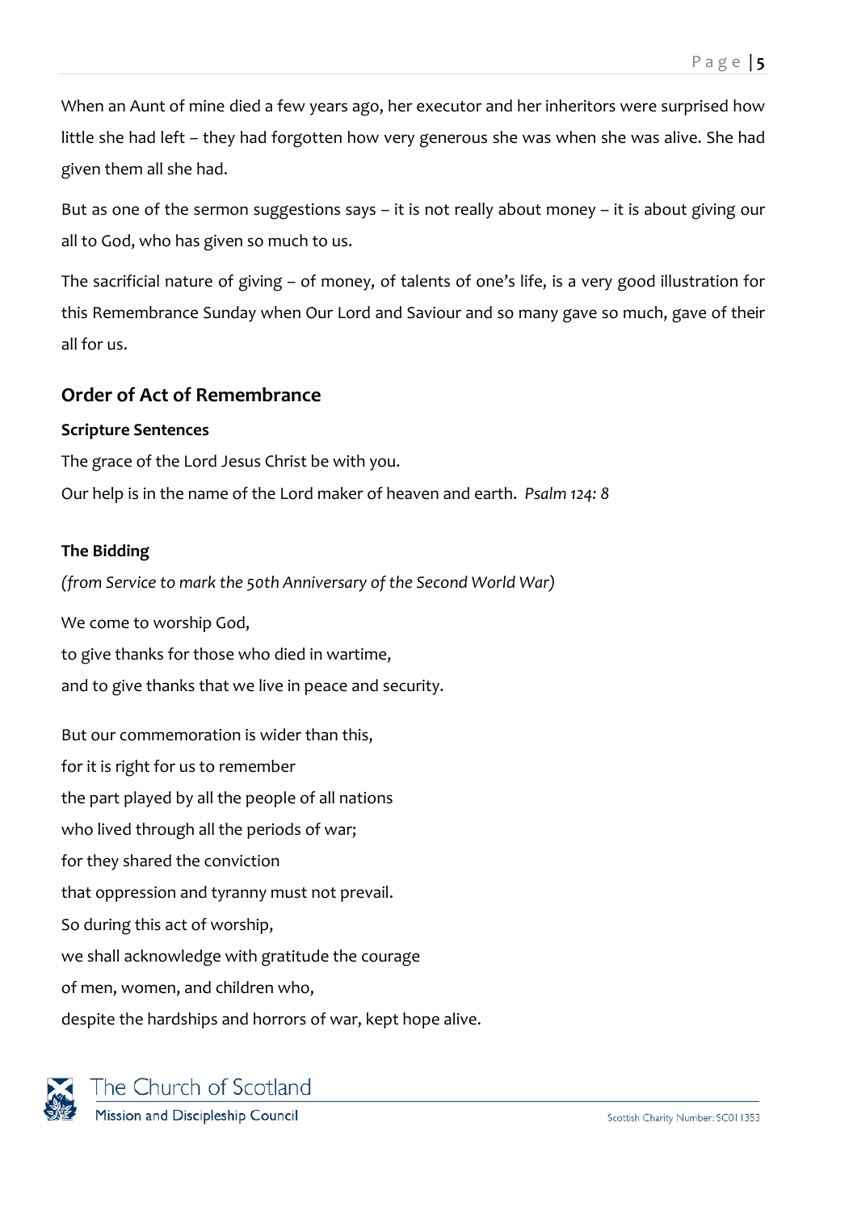When an Aunt of mine died a few years ago, her executor and her inheritors were surprised how little she had left – they had forgotten how very generous she was when she was alive. She had given them all she had.

But as one of the sermon suggestions says – it is not really about money – it is about giving our all to God, who has given so much to us.

The sacrificial nature of giving – of money, of talents of one's life, is a very good illustration for this Remembrance Sunday when Our Lord and Saviour and so many gave so much, gave of their all for us.

## Order of Act of Remembrance

### Scripture Sentences

The grace of the Lord Jesus Christ be with you.
Our help is in the name of the Lord maker of heaven and earth. *Psalm 124: 8*

### The Bidding

*(from Service to mark the 50th Anniversary of the Second World War)*

We come to worship God,
to give thanks for those who died in wartime,
and to give thanks that we live in peace and security.

But our commemoration is wider than this,
for it is right for us to remember
the part played by all the people of all nations
who lived through all the periods of war;
for they shared the conviction
that oppression and tyranny must not prevail.
So during this act of worship,
we shall acknowledge with gratitude the courage
of men, women, and children who,
despite the hardships and horrors of war, kept hope alive.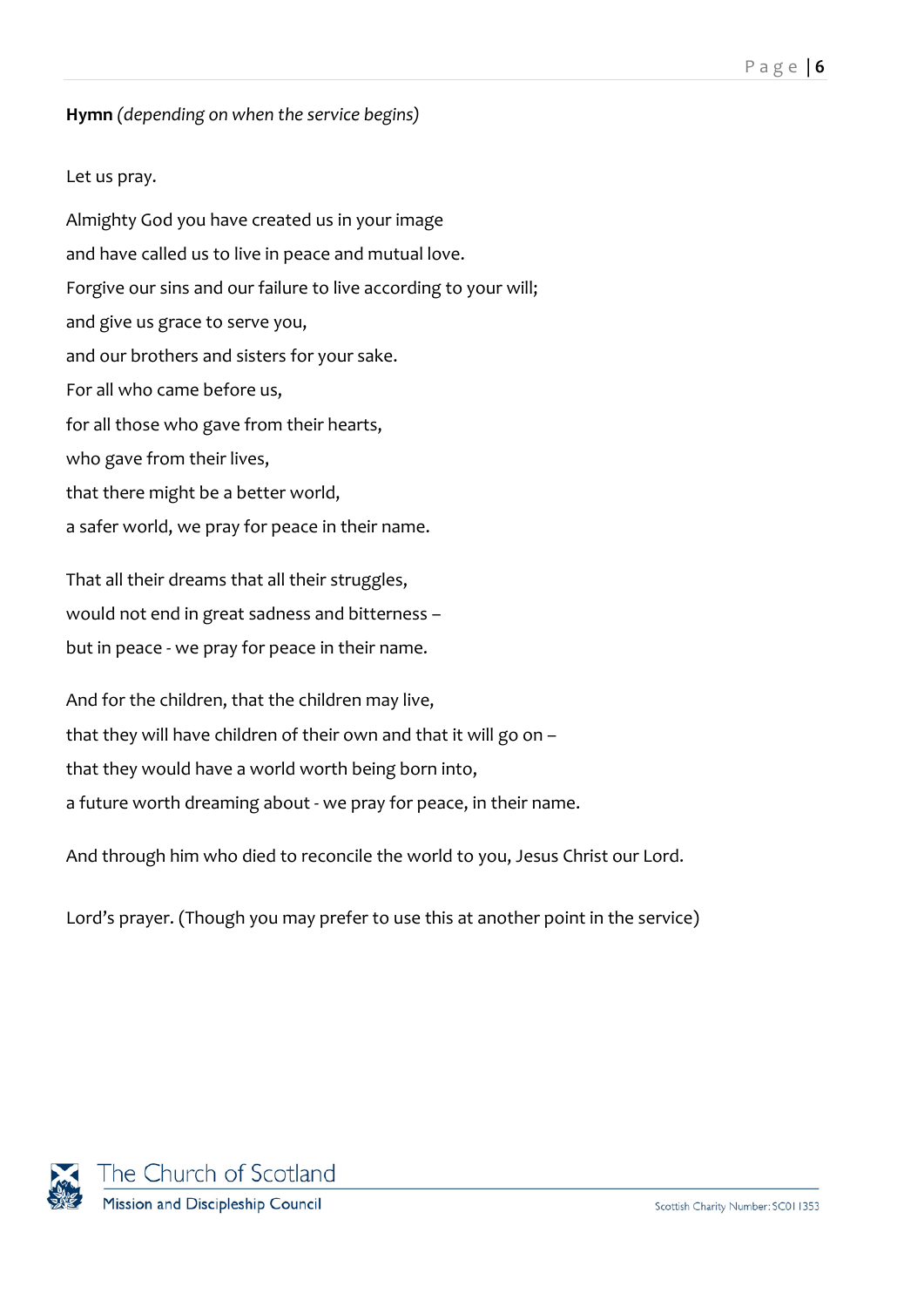**Hymn** *(depending on when the service begins)*

Let us pray.

Almighty God you have created us in your image
and have called us to live in peace and mutual love.
Forgive our sins and our failure to live according to your will;
and give us grace to serve you,
and our brothers and sisters for your sake.
For all who came before us,
for all those who gave from their hearts,
who gave from their lives,
that there might be a better world,
a safer world, we pray for peace in their name.

That all their dreams that all their struggles,
would not end in great sadness and bitterness –
but in peace - we pray for peace in their name.

And for the children, that the children may live,
that they will have children of their own and that it will go on –
that they would have a world worth being born into,
a future worth dreaming about - we pray for peace, in their name.

And through him who died to reconcile the world to you, Jesus Christ our Lord.

Lord's prayer. (Though you may prefer to use this at another point in the service)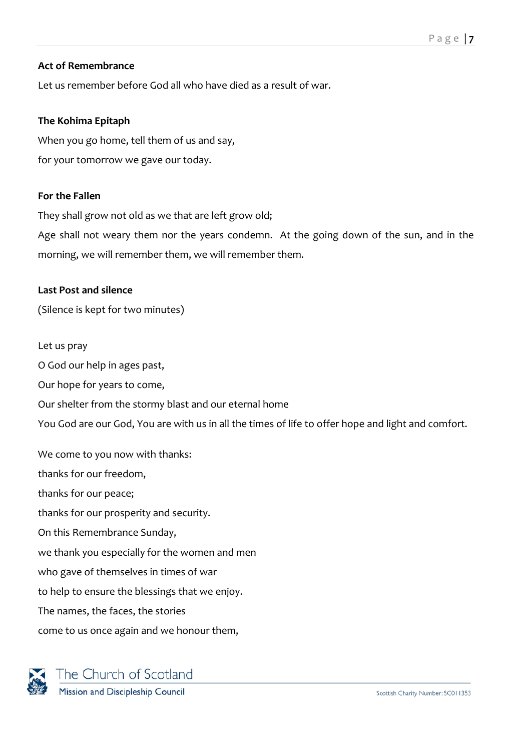**Act of Remembrance**

Let us remember before God all who have died as a result of war.

**The Kohima Epitaph**

When you go home, tell them of us and say,

for your tomorrow we gave our today.

**For the Fallen**

They shall grow not old as we that are left grow old;

Age shall not weary them nor the years condemn. At the going down of the sun, and in the morning, we will remember them, we will remember them.

**Last Post and silence**

(Silence is kept for two minutes)

Let us pray

O God our help in ages past,

Our hope for years to come,

Our shelter from the stormy blast and our eternal home

You God are our God, You are with us in all the times of life to offer hope and light and comfort.

We come to you now with thanks:

thanks for our freedom,

thanks for our peace;

thanks for our prosperity and security.

On this Remembrance Sunday,

we thank you especially for the women and men

who gave of themselves in times of war

to help to ensure the blessings that we enjoy.

The names, the faces, the stories

come to us once again and we honour them,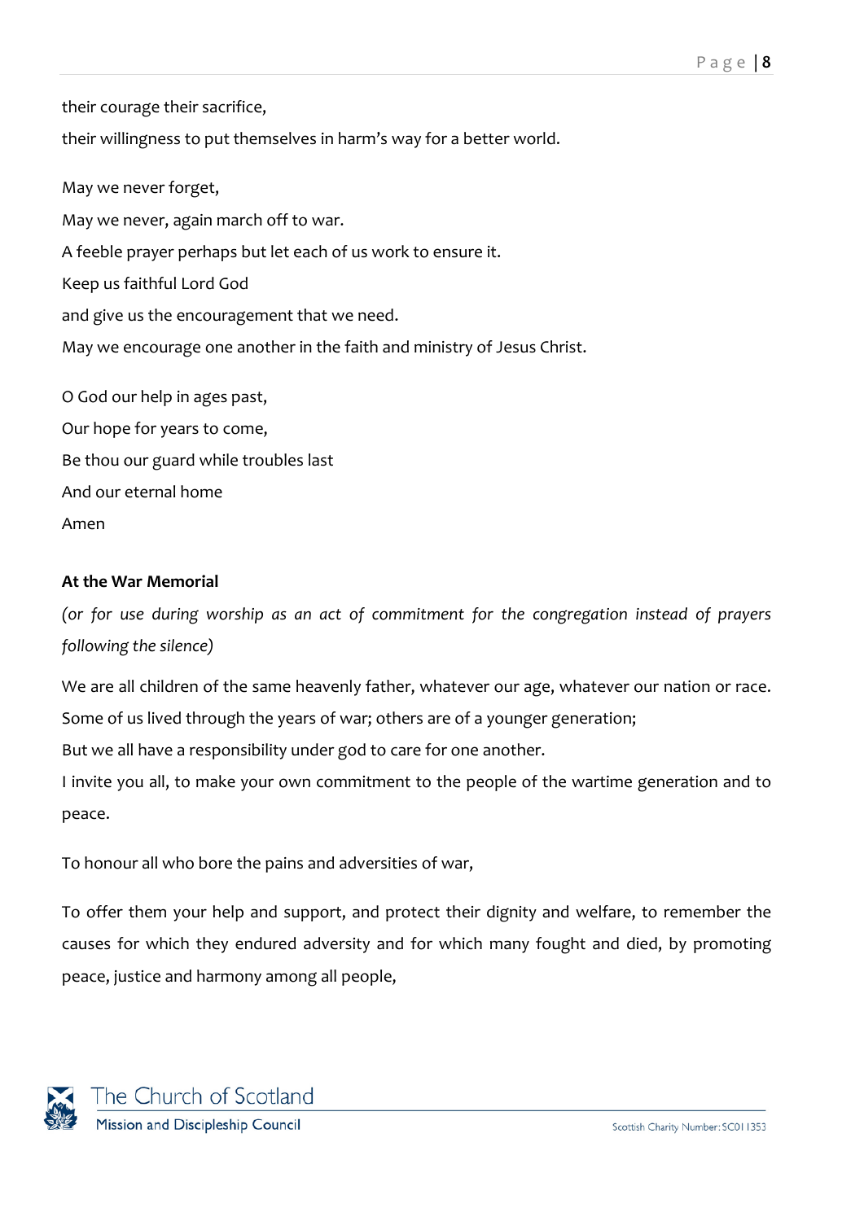their courage their sacrifice,

their willingness to put themselves in harm's way for a better world.

May we never forget,

May we never, again march off to war.

A feeble prayer perhaps but let each of us work to ensure it.

Keep us faithful Lord God

and give us the encouragement that we need.

May we encourage one another in the faith and ministry of Jesus Christ.

O God our help in ages past,

Our hope for years to come,

Be thou our guard while troubles last

And our eternal home

Amen

**At the War Memorial**

*(or for use during worship as an act of commitment for the congregation instead of prayers following the silence)*

We are all children of the same heavenly father, whatever our age, whatever our nation or race.

Some of us lived through the years of war; others are of a younger generation;

But we all have a responsibility under god to care for one another.

I invite you all, to make your own commitment to the people of the wartime generation and to peace.

To honour all who bore the pains and adversities of war,

To offer them your help and support, and protect their dignity and welfare, to remember the causes for which they endured adversity and for which many fought and died, by promoting peace, justice and harmony among all people,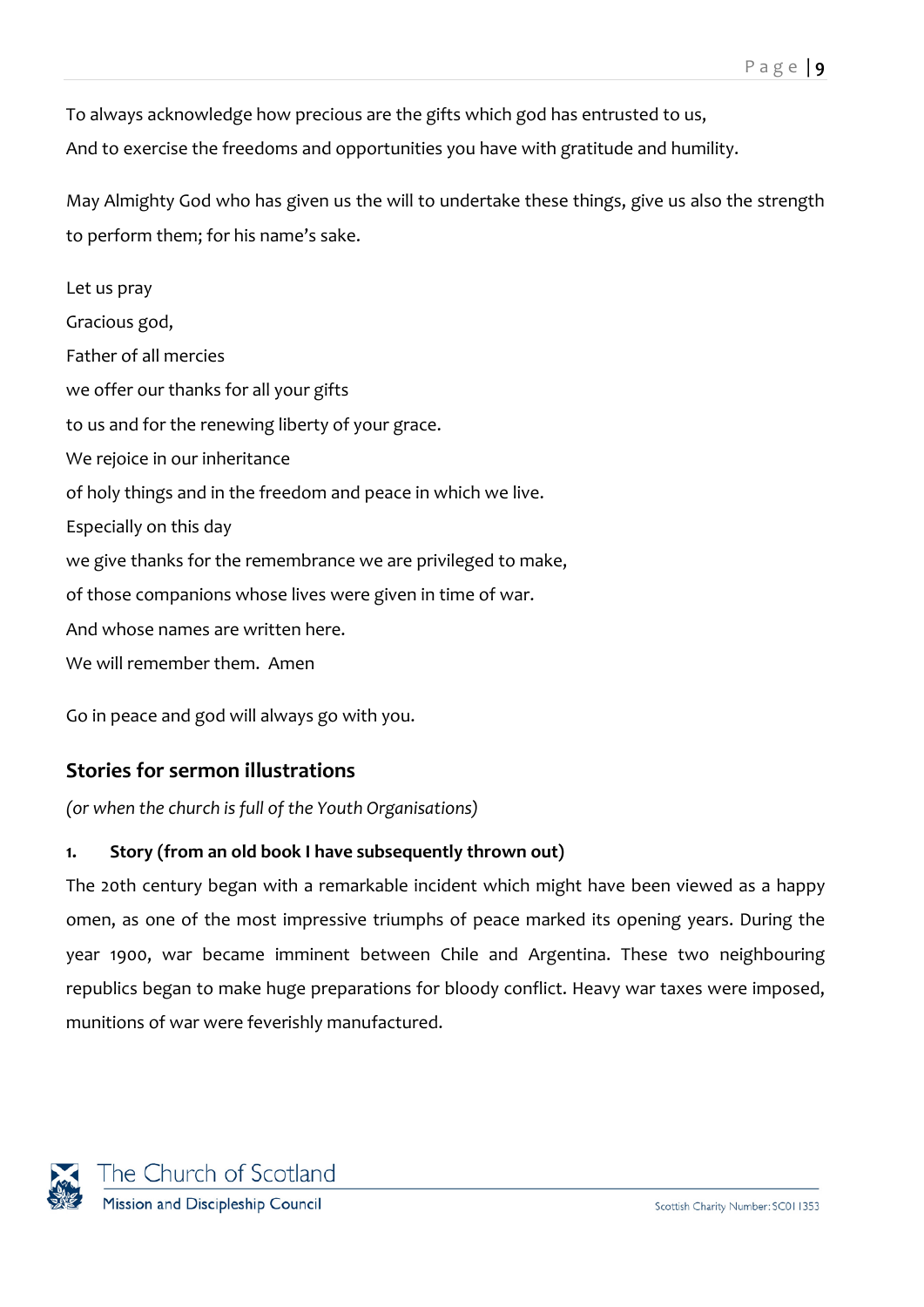To always acknowledge how precious are the gifts which god has entrusted to us,
And to exercise the freedoms and opportunities you have with gratitude and humility.

May Almighty God who has given us the will to undertake these things, give us also the strength to perform them; for his name's sake.

Let us pray
Gracious god,
Father of all mercies
we offer our thanks for all your gifts
to us and for the renewing liberty of your grace.
We rejoice in our inheritance
of holy things and in the freedom and peace in which we live.
Especially on this day
we give thanks for the remembrance we are privileged to make,
of those companions whose lives were given in time of war.
And whose names are written here.
We will remember them. Amen

Go in peace and god will always go with you.

## Stories for sermon illustrations

*(or when the church is full of the Youth Organisations)*

### 1. Story (from an old book I have subsequently thrown out)

The 20th century began with a remarkable incident which might have been viewed as a happy omen, as one of the most impressive triumphs of peace marked its opening years. During the year 1900, war became imminent between Chile and Argentina. These two neighbouring republics began to make huge preparations for bloody conflict. Heavy war taxes were imposed, munitions of war were feverishly manufactured.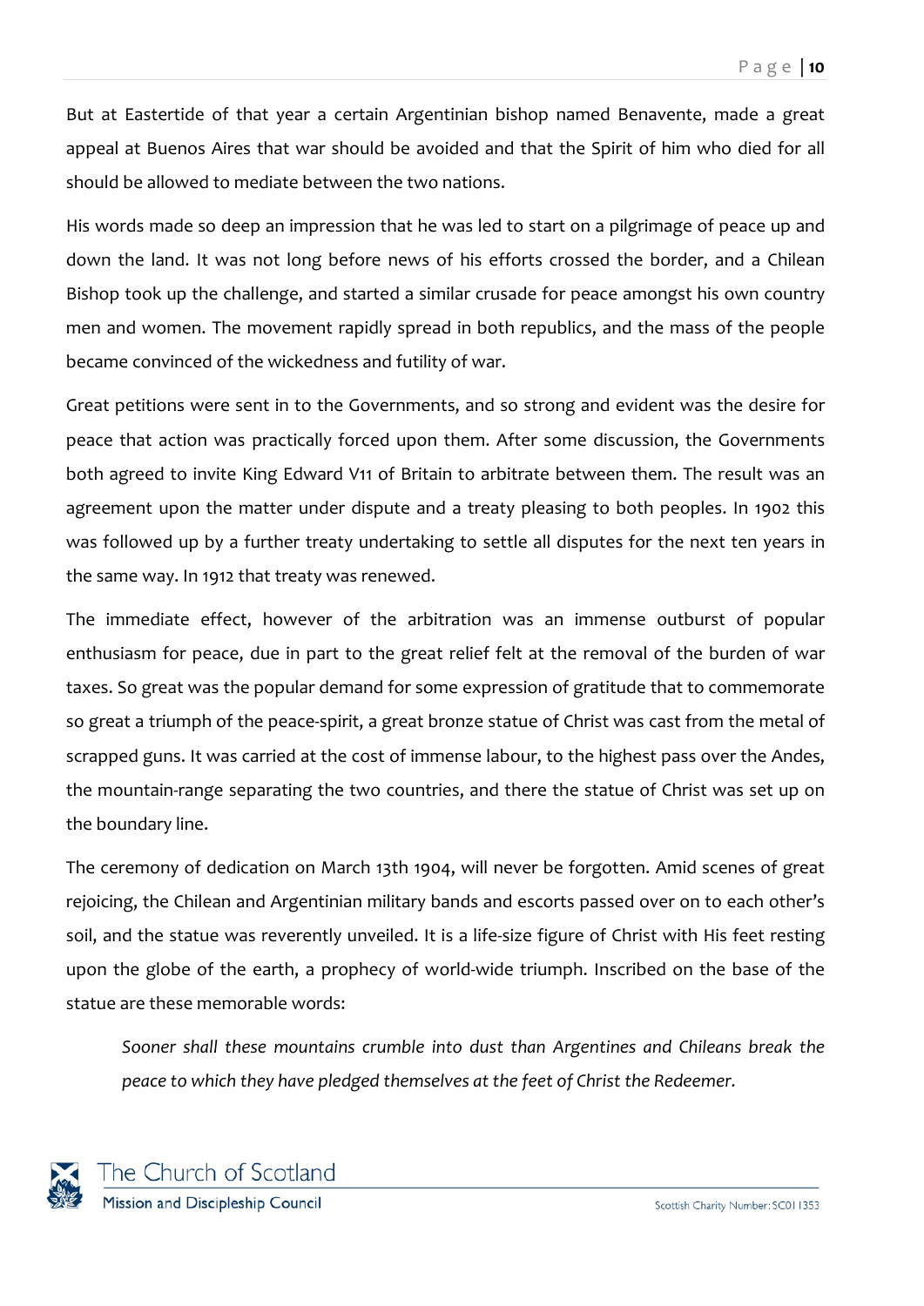But at Eastertide of that year a certain Argentinian bishop named Benavente, made a great appeal at Buenos Aires that war should be avoided and that the Spirit of him who died for all should be allowed to mediate between the two nations.

His words made so deep an impression that he was led to start on a pilgrimage of peace up and down the land. It was not long before news of his efforts crossed the border, and a Chilean Bishop took up the challenge, and started a similar crusade for peace amongst his own country men and women. The movement rapidly spread in both republics, and the mass of the people became convinced of the wickedness and futility of war.

Great petitions were sent in to the Governments, and so strong and evident was the desire for peace that action was practically forced upon them. After some discussion, the Governments both agreed to invite King Edward V11 of Britain to arbitrate between them. The result was an agreement upon the matter under dispute and a treaty pleasing to both peoples. In 1902 this was followed up by a further treaty undertaking to settle all disputes for the next ten years in the same way. In 1912 that treaty was renewed.

The immediate effect, however of the arbitration was an immense outburst of popular enthusiasm for peace, due in part to the great relief felt at the removal of the burden of war taxes. So great was the popular demand for some expression of gratitude that to commemorate so great a triumph of the peace-spirit, a great bronze statue of Christ was cast from the metal of scrapped guns. It was carried at the cost of immense labour, to the highest pass over the Andes, the mountain-range separating the two countries, and there the statue of Christ was set up on the boundary line.

The ceremony of dedication on March 13th 1904, will never be forgotten. Amid scenes of great rejoicing, the Chilean and Argentinian military bands and escorts passed over on to each other's soil, and the statue was reverently unveiled. It is a life-size figure of Christ with His feet resting upon the globe of the earth, a prophecy of world-wide triumph. Inscribed on the base of the statue are these memorable words:

> *Sooner shall these mountains crumble into dust than Argentines and Chileans break the peace to which they have pledged themselves at the feet of Christ the Redeemer.*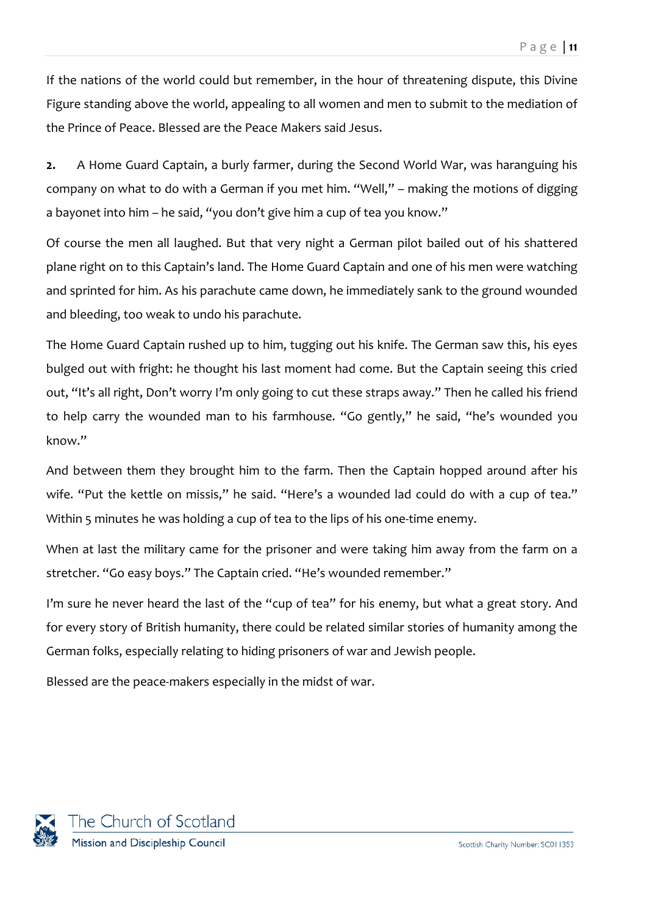If the nations of the world could but remember, in the hour of threatening dispute, this Divine Figure standing above the world, appealing to all women and men to submit to the mediation of the Prince of Peace. Blessed are the Peace Makers said Jesus.

**2.** A Home Guard Captain, a burly farmer, during the Second World War, was haranguing his company on what to do with a German if you met him. "Well," – making the motions of digging a bayonet into him – he said, "you don't give him a cup of tea you know."

Of course the men all laughed. But that very night a German pilot bailed out of his shattered plane right on to this Captain's land. The Home Guard Captain and one of his men were watching and sprinted for him. As his parachute came down, he immediately sank to the ground wounded and bleeding, too weak to undo his parachute.

The Home Guard Captain rushed up to him, tugging out his knife. The German saw this, his eyes bulged out with fright: he thought his last moment had come. But the Captain seeing this cried out, "It's all right, Don't worry I'm only going to cut these straps away." Then he called his friend to help carry the wounded man to his farmhouse. "Go gently," he said, "he's wounded you know."

And between them they brought him to the farm. Then the Captain hopped around after his wife. "Put the kettle on missis," he said. "Here's a wounded lad could do with a cup of tea." Within 5 minutes he was holding a cup of tea to the lips of his one-time enemy.

When at last the military came for the prisoner and were taking him away from the farm on a stretcher. "Go easy boys." The Captain cried. "He's wounded remember."

I'm sure he never heard the last of the "cup of tea" for his enemy, but what a great story. And for every story of British humanity, there could be related similar stories of humanity among the German folks, especially relating to hiding prisoners of war and Jewish people.

Blessed are the peace-makers especially in the midst of war.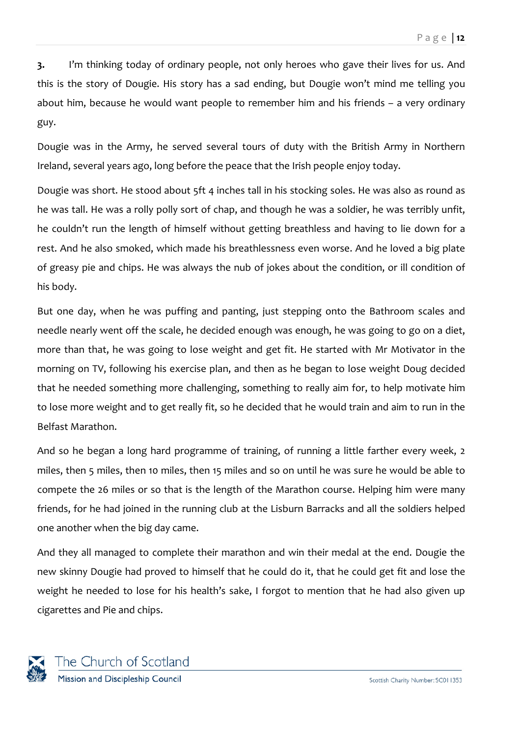**3.** I'm thinking today of ordinary people, not only heroes who gave their lives for us. And this is the story of Dougie. His story has a sad ending, but Dougie won't mind me telling you about him, because he would want people to remember him and his friends – a very ordinary guy.

Dougie was in the Army, he served several tours of duty with the British Army in Northern Ireland, several years ago, long before the peace that the Irish people enjoy today.

Dougie was short. He stood about 5ft 4 inches tall in his stocking soles. He was also as round as he was tall. He was a rolly polly sort of chap, and though he was a soldier, he was terribly unfit, he couldn't run the length of himself without getting breathless and having to lie down for a rest. And he also smoked, which made his breathlessness even worse. And he loved a big plate of greasy pie and chips. He was always the nub of jokes about the condition, or ill condition of his body.

But one day, when he was puffing and panting, just stepping onto the Bathroom scales and needle nearly went off the scale, he decided enough was enough, he was going to go on a diet, more than that, he was going to lose weight and get fit. He started with Mr Motivator in the morning on TV, following his exercise plan, and then as he began to lose weight Doug decided that he needed something more challenging, something to really aim for, to help motivate him to lose more weight and to get really fit, so he decided that he would train and aim to run in the Belfast Marathon.

And so he began a long hard programme of training, of running a little farther every week, 2 miles, then 5 miles, then 10 miles, then 15 miles and so on until he was sure he would be able to compete the 26 miles or so that is the length of the Marathon course. Helping him were many friends, for he had joined in the running club at the Lisburn Barracks and all the soldiers helped one another when the big day came.

And they all managed to complete their marathon and win their medal at the end. Dougie the new skinny Dougie had proved to himself that he could do it, that he could get fit and lose the weight he needed to lose for his health's sake, I forgot to mention that he had also given up cigarettes and Pie and chips.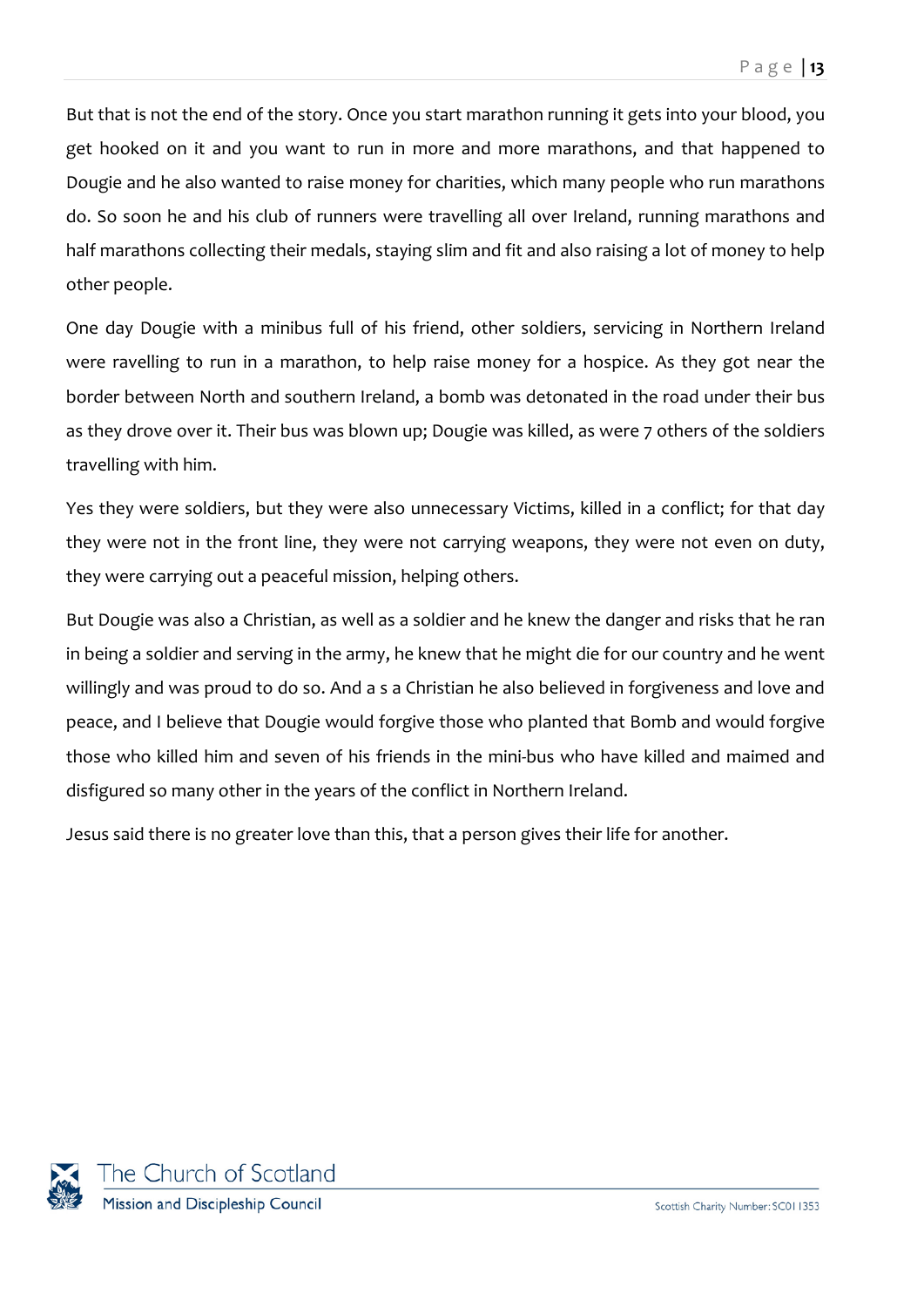But that is not the end of the story. Once you start marathon running it gets into your blood, you get hooked on it and you want to run in more and more marathons, and that happened to Dougie and he also wanted to raise money for charities, which many people who run marathons do. So soon he and his club of runners were travelling all over Ireland, running marathons and half marathons collecting their medals, staying slim and fit and also raising a lot of money to help other people.

One day Dougie with a minibus full of his friend, other soldiers, servicing in Northern Ireland were ravelling to run in a marathon, to help raise money for a hospice. As they got near the border between North and southern Ireland, a bomb was detonated in the road under their bus as they drove over it. Their bus was blown up; Dougie was killed, as were 7 others of the soldiers travelling with him.

Yes they were soldiers, but they were also unnecessary Victims, killed in a conflict; for that day they were not in the front line, they were not carrying weapons, they were not even on duty, they were carrying out a peaceful mission, helping others.

But Dougie was also a Christian, as well as a soldier and he knew the danger and risks that he ran in being a soldier and serving in the army, he knew that he might die for our country and he went willingly and was proud to do so. And a s a Christian he also believed in forgiveness and love and peace, and I believe that Dougie would forgive those who planted that Bomb and would forgive those who killed him and seven of his friends in the mini-bus who have killed and maimed and disfigured so many other in the years of the conflict in Northern Ireland.

Jesus said there is no greater love than this, that a person gives their life for another.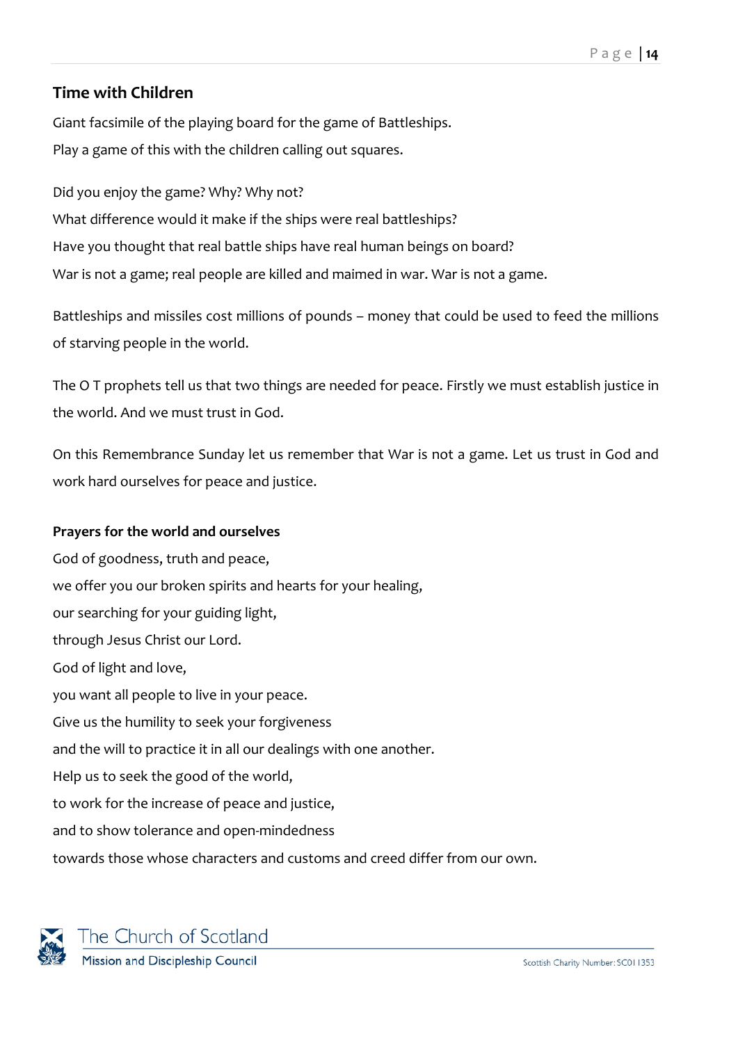## Time with Children

Giant facsimile of the playing board for the game of Battleships.

Play a game of this with the children calling out squares.

Did you enjoy the game? Why? Why not?

What difference would it make if the ships were real battleships?

Have you thought that real battle ships have real human beings on board?

War is not a game; real people are killed and maimed in war. War is not a game.

Battleships and missiles cost millions of pounds – money that could be used to feed the millions of starving people in the world.

The O T prophets tell us that two things are needed for peace. Firstly we must establish justice in the world. And we must trust in God.

On this Remembrance Sunday let us remember that War is not a game. Let us trust in God and work hard ourselves for peace and justice.

**Prayers for the world and ourselves**

God of goodness, truth and peace,
we offer you our broken spirits and hearts for your healing,
our searching for your guiding light,
through Jesus Christ our Lord.
God of light and love,
you want all people to live in your peace.
Give us the humility to seek your forgiveness
and the will to practice it in all our dealings with one another.
Help us to seek the good of the world,
to work for the increase of peace and justice,
and to show tolerance and open-mindedness
towards those whose characters and customs and creed differ from our own.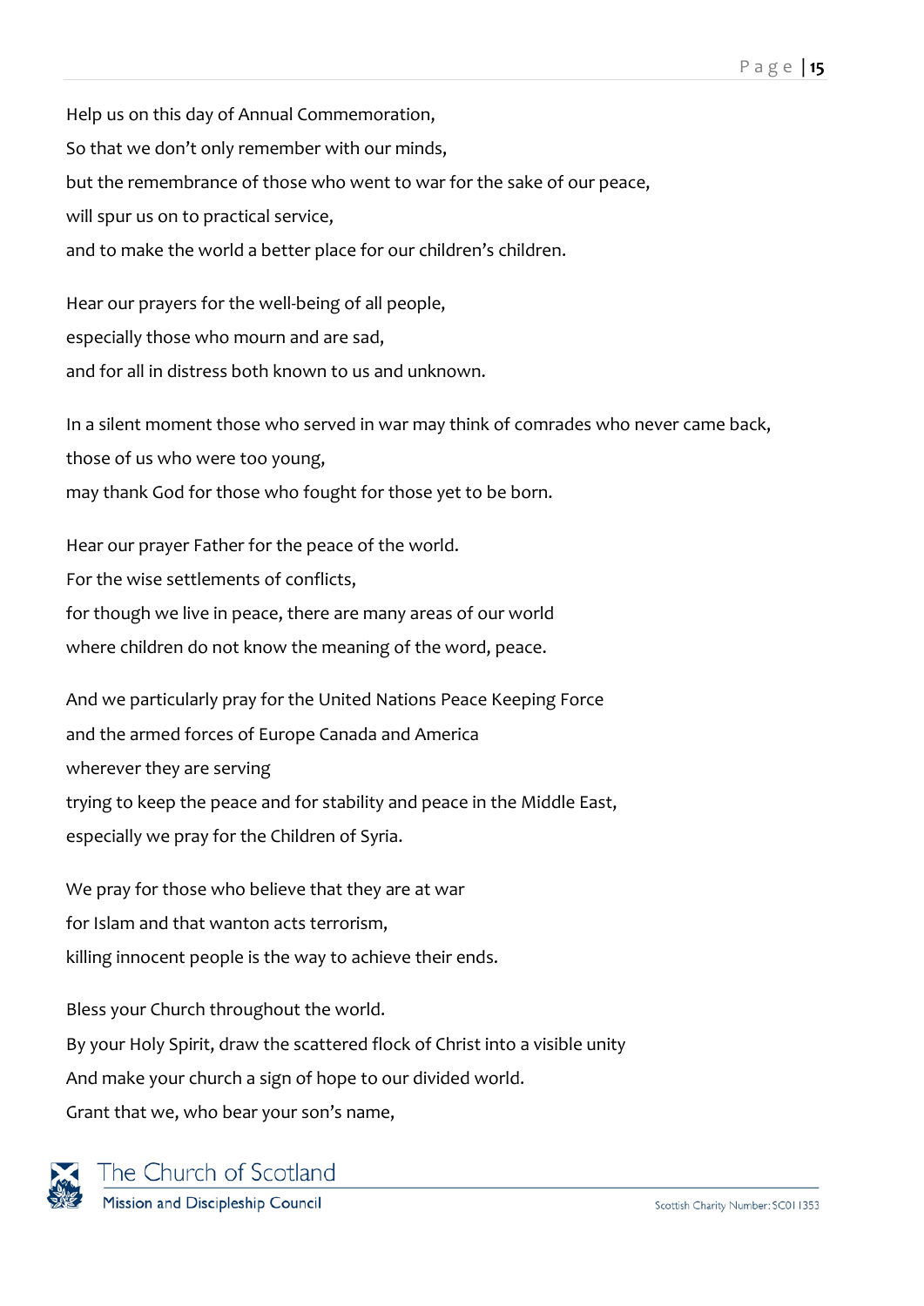Help us on this day of Annual Commemoration,
So that we don't only remember with our minds,
but the remembrance of those who went to war for the sake of our peace,
will spur us on to practical service,
and to make the world a better place for our children's children.

Hear our prayers for the well-being of all people,
especially those who mourn and are sad,
and for all in distress both known to us and unknown.

In a silent moment those who served in war may think of comrades who never came back,
those of us who were too young,
may thank God for those who fought for those yet to be born.

Hear our prayer Father for the peace of the world.
For the wise settlements of conflicts,
for though we live in peace, there are many areas of our world
where children do not know the meaning of the word, peace.

And we particularly pray for the United Nations Peace Keeping Force
and the armed forces of Europe Canada and America
wherever they are serving
trying to keep the peace and for stability and peace in the Middle East,
especially we pray for the Children of Syria.

We pray for those who believe that they are at war
for Islam and that wanton acts terrorism,
killing innocent people is the way to achieve their ends.

Bless your Church throughout the world.
By your Holy Spirit, draw the scattered flock of Christ into a visible unity
And make your church a sign of hope to our divided world.
Grant that we, who bear your son's name,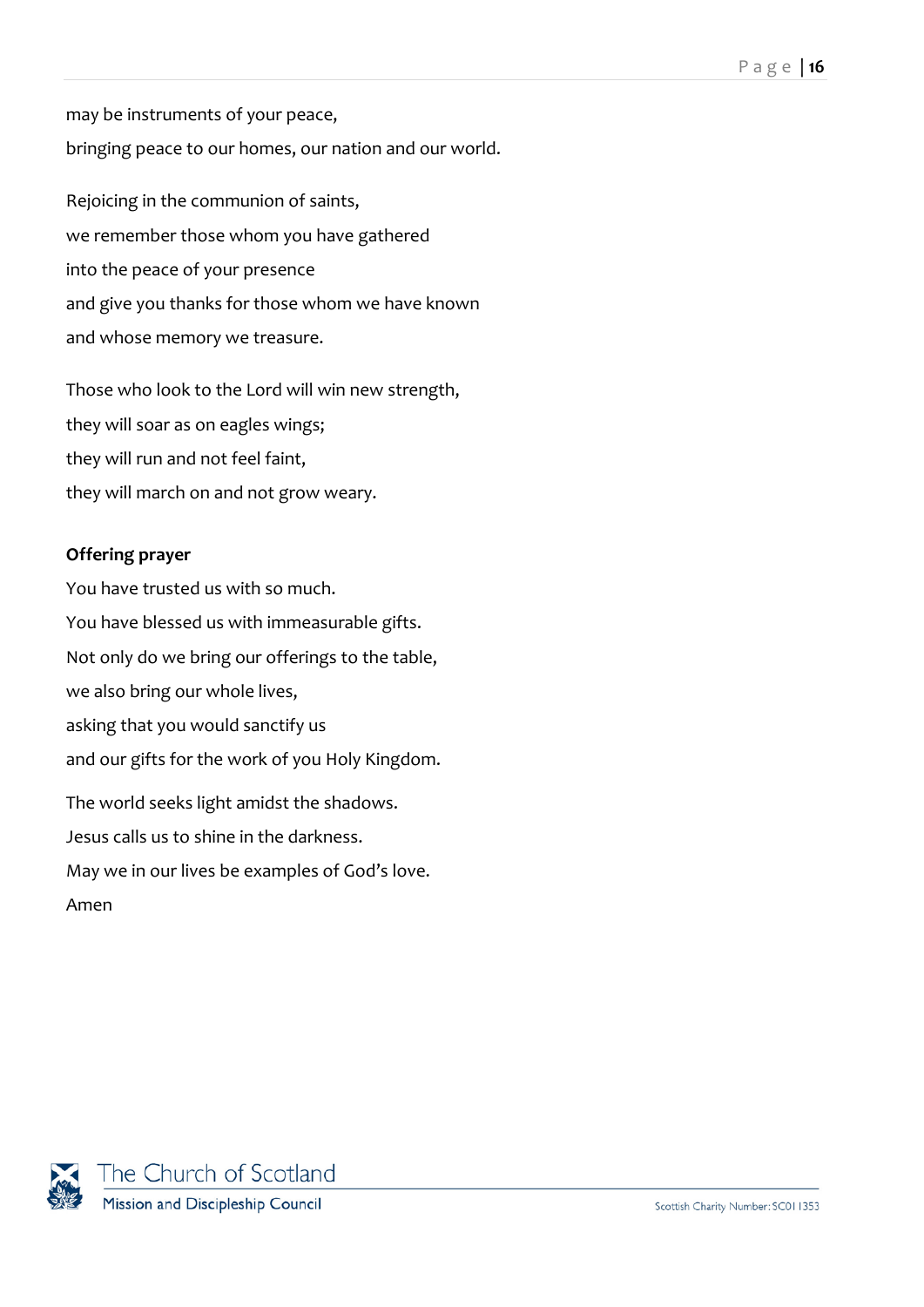may be instruments of your peace,
bringing peace to our homes, our nation and our world.

Rejoicing in the communion of saints,
we remember those whom you have gathered
into the peace of your presence
and give you thanks for those whom we have known
and whose memory we treasure.

Those who look to the Lord will win new strength,
they will soar as on eagles wings;
they will run and not feel faint,
they will march on and not grow weary.

**Offering prayer**

You have trusted us with so much.
You have blessed us with immeasurable gifts.
Not only do we bring our offerings to the table,
we also bring our whole lives,
asking that you would sanctify us
and our gifts for the work of you Holy Kingdom.

The world seeks light amidst the shadows.
Jesus calls us to shine in the darkness.
May we in our lives be examples of God's love.
Amen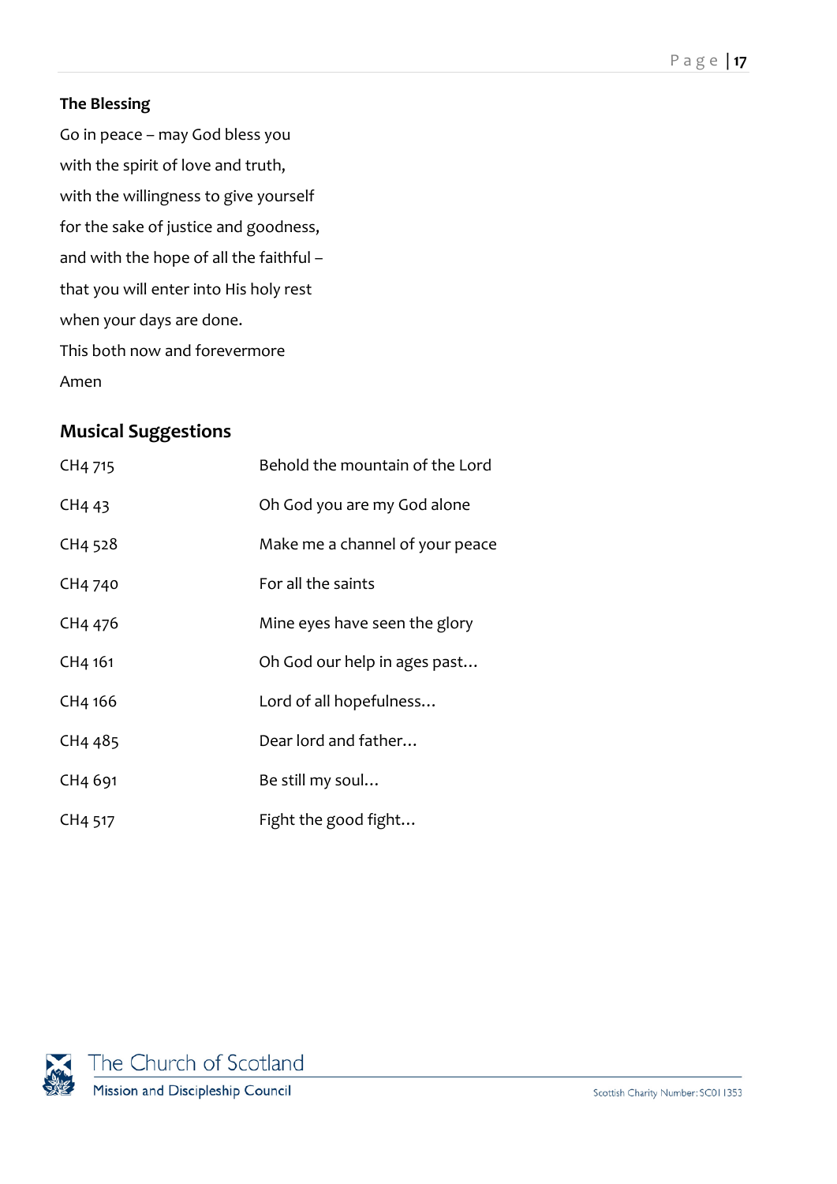**The Blessing**

Go in peace – may God bless you
with the spirit of love and truth,
with the willingness to give yourself
for the sake of justice and goodness,
and with the hope of all the faithful –
that you will enter into His holy rest
when your days are done.
This both now and forevermore
Amen

## Musical Suggestions

| | |
|---|---|
| CH4 715 | Behold the mountain of the Lord |
| CH4 43 | Oh God you are my God alone |
| CH4 528 | Make me a channel of your peace |
| CH4 740 | For all the saints |
| CH4 476 | Mine eyes have seen the glory |
| CH4 161 | Oh God our help in ages past… |
| CH4 166 | Lord of all hopefulness… |
| CH4 485 | Dear lord and father… |
| CH4 691 | Be still my soul… |
| CH4 517 | Fight the good fight… |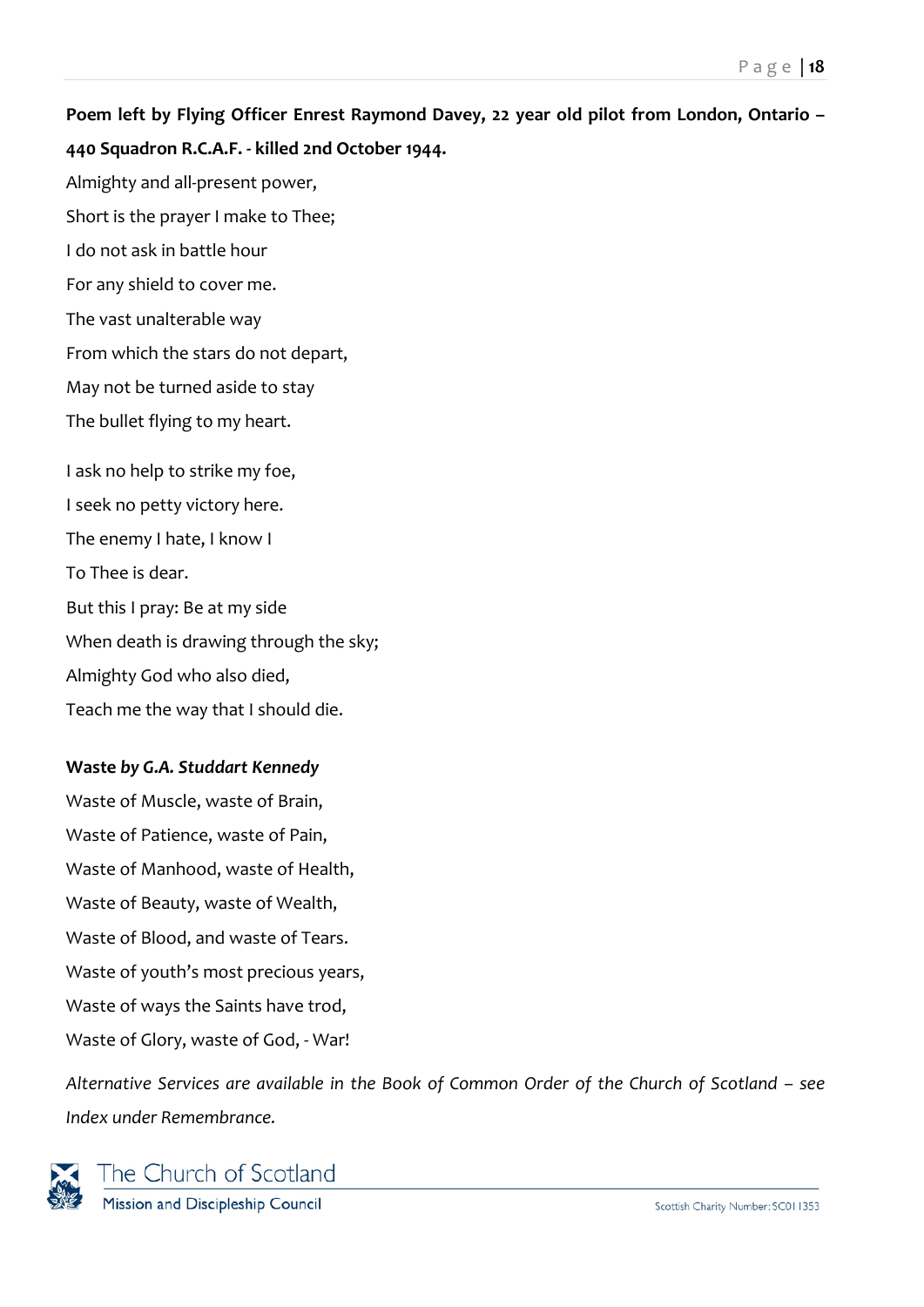**Poem left by Flying Officer Enrest Raymond Davey, 22 year old pilot from London, Ontario – 440 Squadron R.C.A.F. - killed 2nd October 1944.**

Almighty and all-present power,
Short is the prayer I make to Thee;
I do not ask in battle hour
For any shield to cover me.
The vast unalterable way
From which the stars do not depart,
May not be turned aside to stay
The bullet flying to my heart.

I ask no help to strike my foe,
I seek no petty victory here.
The enemy I hate, I know I
To Thee is dear.
But this I pray: Be at my side
When death is drawing through the sky;
Almighty God who also died,
Teach me the way that I should die.

**Waste *by G.A. Studdart Kennedy***

Waste of Muscle, waste of Brain,
Waste of Patience, waste of Pain,
Waste of Manhood, waste of Health,
Waste of Beauty, waste of Wealth,
Waste of Blood, and waste of Tears.
Waste of youth's most precious years,
Waste of ways the Saints have trod,
Waste of Glory, waste of God, - War!

*Alternative Services are available in the Book of Common Order of the Church of Scotland – see Index under Remembrance.*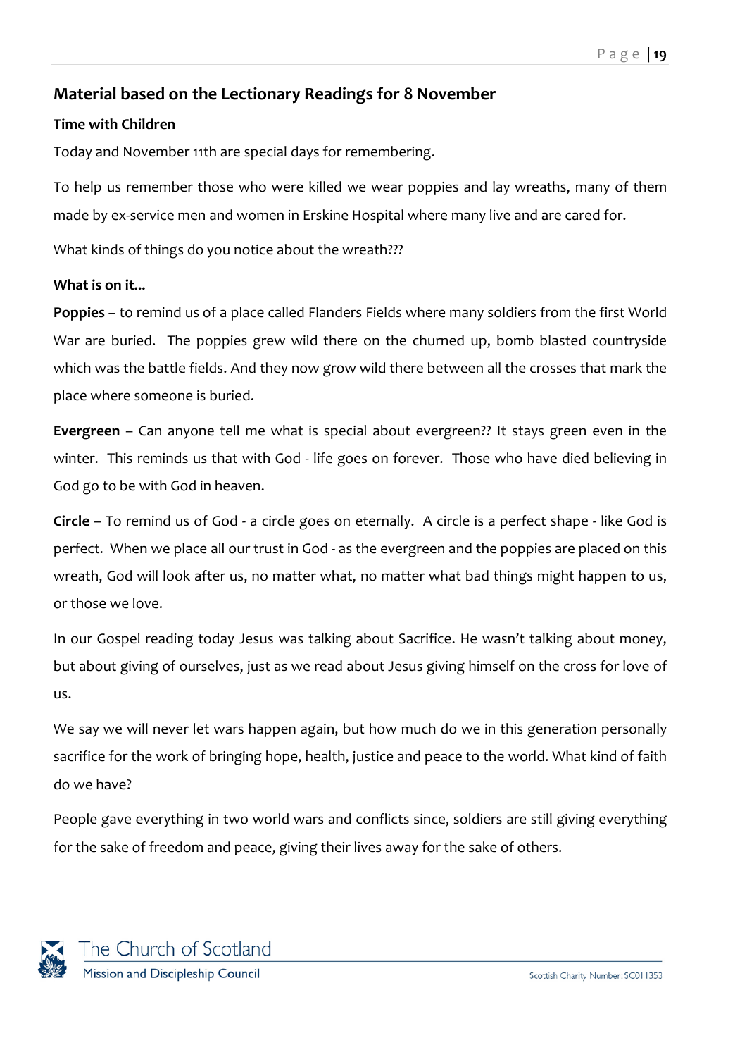## Material based on the Lectionary Readings for 8 November

### Time with Children

Today and November 11th are special days for remembering.

To help us remember those who were killed we wear poppies and lay wreaths, many of them made by ex-service men and women in Erskine Hospital where many live and are cared for.

What kinds of things do you notice about the wreath???

**What is on it...**

**Poppies** – to remind us of a place called Flanders Fields where many soldiers from the first World War are buried. The poppies grew wild there on the churned up, bomb blasted countryside which was the battle fields. And they now grow wild there between all the crosses that mark the place where someone is buried.

**Evergreen** – Can anyone tell me what is special about evergreen?? It stays green even in the winter. This reminds us that with God - life goes on forever. Those who have died believing in God go to be with God in heaven.

**Circle** – To remind us of God - a circle goes on eternally. A circle is a perfect shape - like God is perfect. When we place all our trust in God - as the evergreen and the poppies are placed on this wreath, God will look after us, no matter what, no matter what bad things might happen to us, or those we love.

In our Gospel reading today Jesus was talking about Sacrifice. He wasn't talking about money, but about giving of ourselves, just as we read about Jesus giving himself on the cross for love of us.

We say we will never let wars happen again, but how much do we in this generation personally sacrifice for the work of bringing hope, health, justice and peace to the world. What kind of faith do we have?

People gave everything in two world wars and conflicts since, soldiers are still giving everything for the sake of freedom and peace, giving their lives away for the sake of others.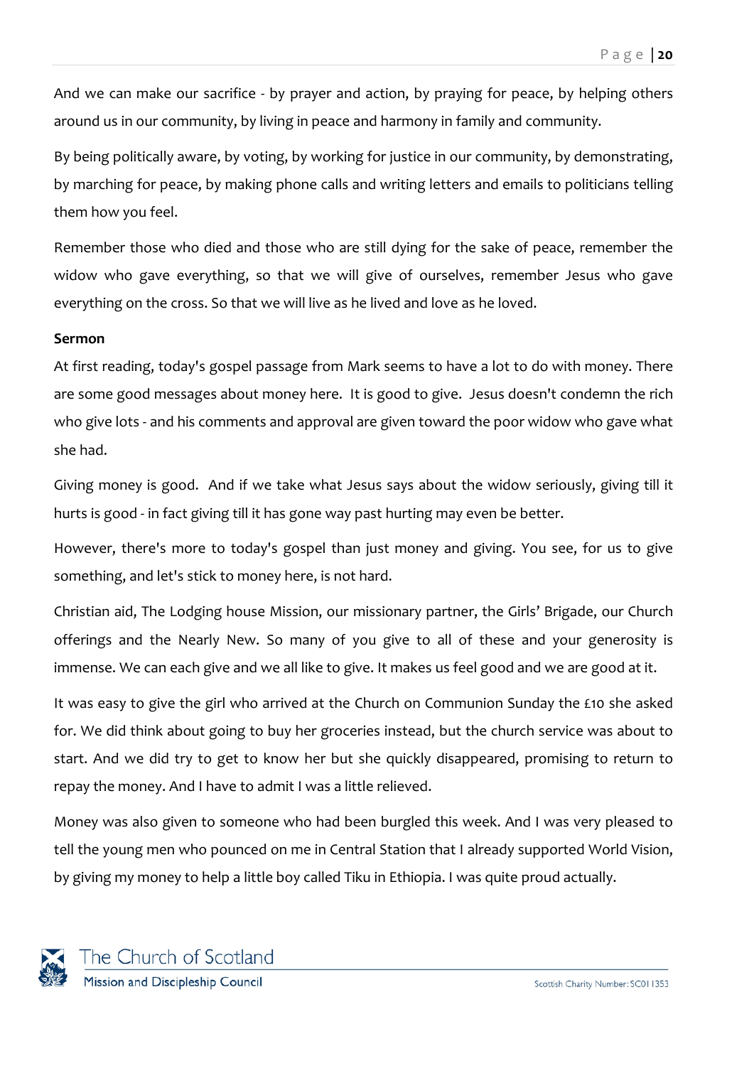And we can make our sacrifice - by prayer and action, by praying for peace, by helping others around us in our community, by living in peace and harmony in family and community.

By being politically aware, by voting, by working for justice in our community, by demonstrating, by marching for peace, by making phone calls and writing letters and emails to politicians telling them how you feel.

Remember those who died and those who are still dying for the sake of peace, remember the widow who gave everything, so that we will give of ourselves, remember Jesus who gave everything on the cross. So that we will live as he lived and love as he loved.

**Sermon**

At first reading, today's gospel passage from Mark seems to have a lot to do with money. There are some good messages about money here. It is good to give. Jesus doesn't condemn the rich who give lots - and his comments and approval are given toward the poor widow who gave what she had.

Giving money is good. And if we take what Jesus says about the widow seriously, giving till it hurts is good - in fact giving till it has gone way past hurting may even be better.

However, there's more to today's gospel than just money and giving. You see, for us to give something, and let's stick to money here, is not hard.

Christian aid, The Lodging house Mission, our missionary partner, the Girls' Brigade, our Church offerings and the Nearly New. So many of you give to all of these and your generosity is immense. We can each give and we all like to give. It makes us feel good and we are good at it.

It was easy to give the girl who arrived at the Church on Communion Sunday the £10 she asked for. We did think about going to buy her groceries instead, but the church service was about to start. And we did try to get to know her but she quickly disappeared, promising to return to repay the money. And I have to admit I was a little relieved.

Money was also given to someone who had been burgled this week. And I was very pleased to tell the young men who pounced on me in Central Station that I already supported World Vision, by giving my money to help a little boy called Tiku in Ethiopia. I was quite proud actually.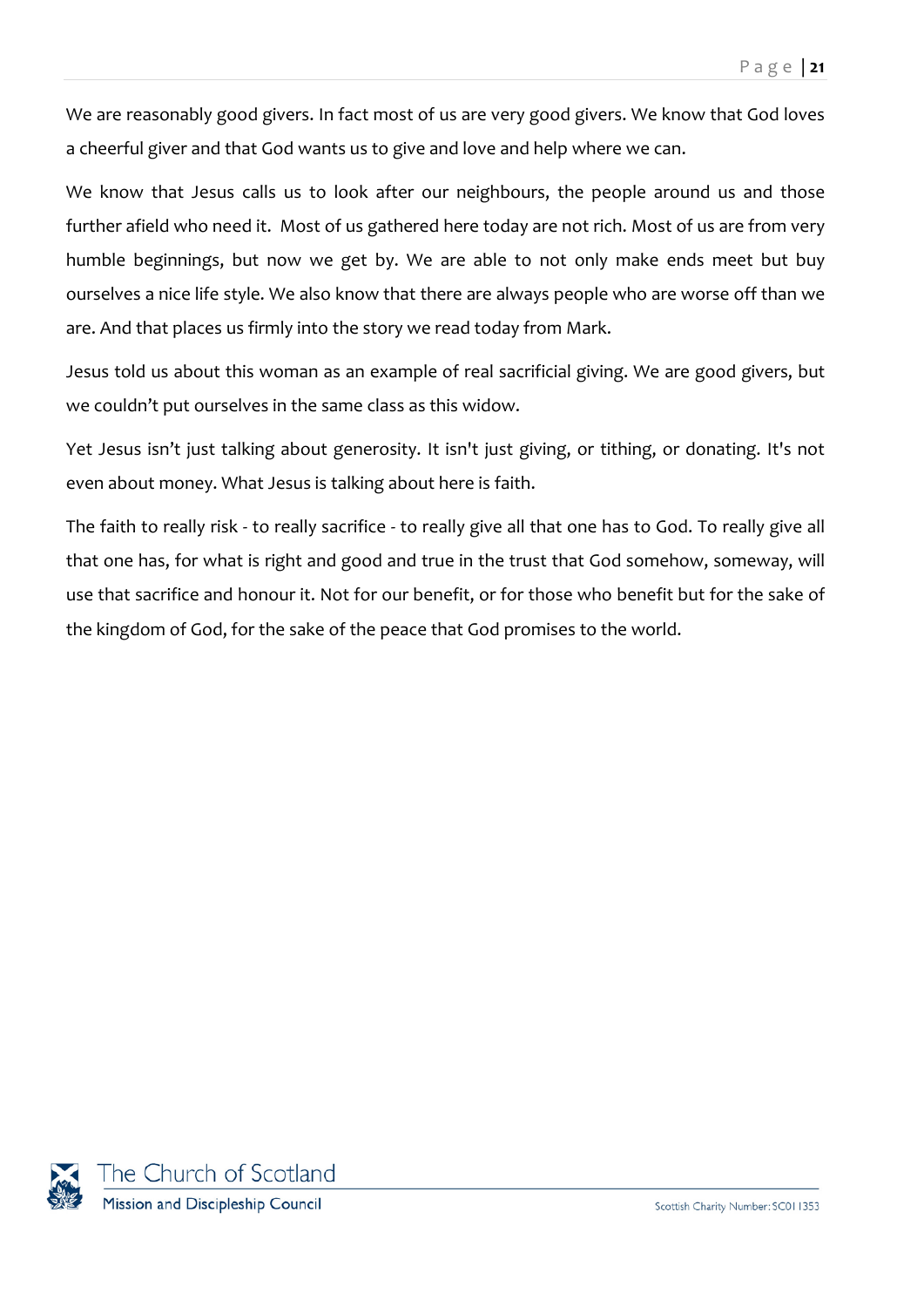We are reasonably good givers. In fact most of us are very good givers. We know that God loves a cheerful giver and that God wants us to give and love and help where we can.

We know that Jesus calls us to look after our neighbours, the people around us and those further afield who need it.  Most of us gathered here today are not rich. Most of us are from very humble beginnings, but now we get by. We are able to not only make ends meet but buy ourselves a nice life style. We also know that there are always people who are worse off than we are. And that places us firmly into the story we read today from Mark.

Jesus told us about this woman as an example of real sacrificial giving. We are good givers, but we couldn't put ourselves in the same class as this widow.

Yet Jesus isn't just talking about generosity. It isn't just giving, or tithing, or donating. It's not even about money. What Jesus is talking about here is faith.

The faith to really risk - to really sacrifice - to really give all that one has to God. To really give all that one has, for what is right and good and true in the trust that God somehow, someway, will use that sacrifice and honour it. Not for our benefit, or for those who benefit but for the sake of the kingdom of God, for the sake of the peace that God promises to the world.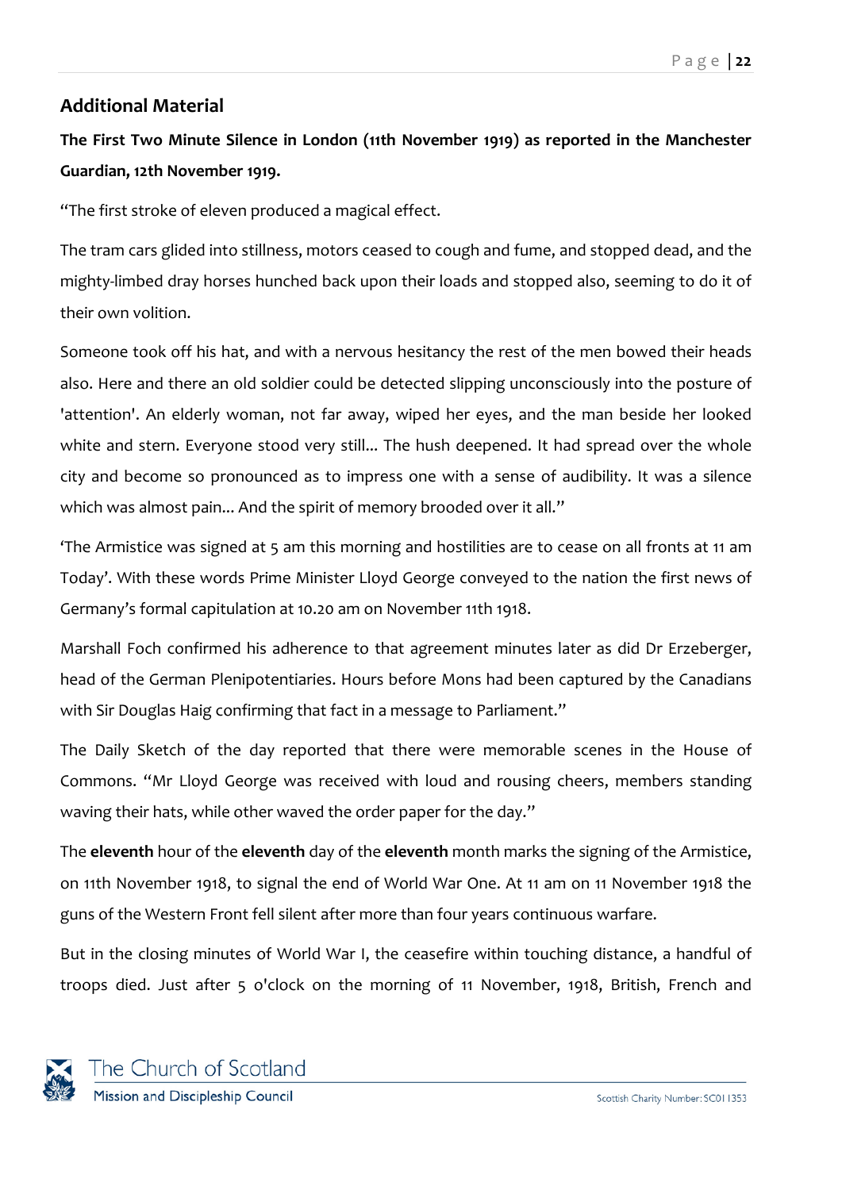## Additional Material

**The First Two Minute Silence in London (11th November 1919) as reported in the Manchester Guardian, 12th November 1919.**

"The first stroke of eleven produced a magical effect.

The tram cars glided into stillness, motors ceased to cough and fume, and stopped dead, and the mighty-limbed dray horses hunched back upon their loads and stopped also, seeming to do it of their own volition.

Someone took off his hat, and with a nervous hesitancy the rest of the men bowed their heads also. Here and there an old soldier could be detected slipping unconsciously into the posture of 'attention'. An elderly woman, not far away, wiped her eyes, and the man beside her looked white and stern. Everyone stood very still... The hush deepened. It had spread over the whole city and become so pronounced as to impress one with a sense of audibility. It was a silence which was almost pain... And the spirit of memory brooded over it all."

'The Armistice was signed at 5 am this morning and hostilities are to cease on all fronts at 11 am Today'. With these words Prime Minister Lloyd George conveyed to the nation the first news of Germany's formal capitulation at 10.20 am on November 11th 1918.

Marshall Foch confirmed his adherence to that agreement minutes later as did Dr Erzeberger, head of the German Plenipotentiaries. Hours before Mons had been captured by the Canadians with Sir Douglas Haig confirming that fact in a message to Parliament."

The Daily Sketch of the day reported that there were memorable scenes in the House of Commons. "Mr Lloyd George was received with loud and rousing cheers, members standing waving their hats, while other waved the order paper for the day."

The **eleventh** hour of the **eleventh** day of the **eleventh** month marks the signing of the Armistice, on 11th November 1918, to signal the end of World War One. At 11 am on 11 November 1918 the guns of the Western Front fell silent after more than four years continuous warfare.

But in the closing minutes of World War I, the ceasefire within touching distance, a handful of troops died. Just after 5 o'clock on the morning of 11 November, 1918, British, French and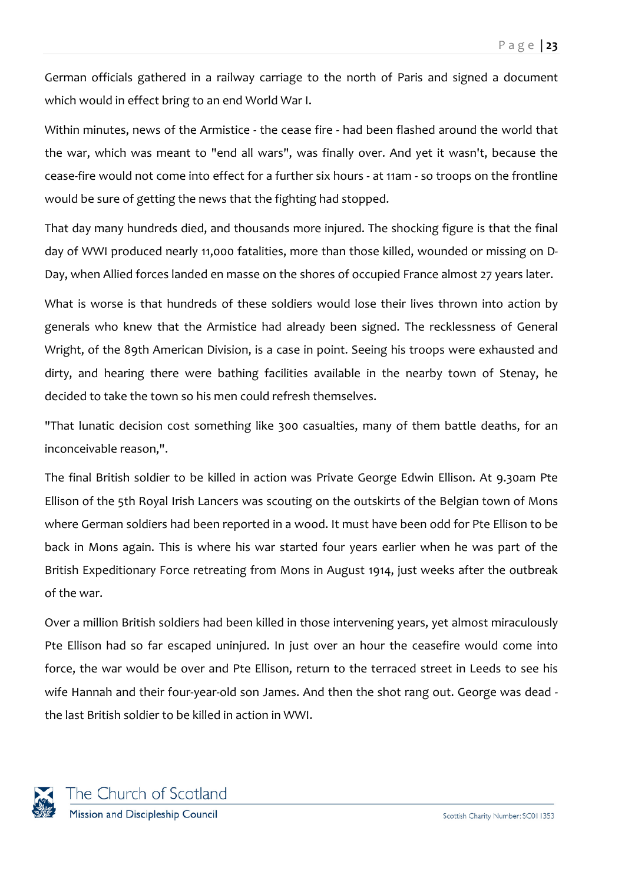German officials gathered in a railway carriage to the north of Paris and signed a document which would in effect bring to an end World War I.

Within minutes, news of the Armistice - the cease fire - had been flashed around the world that the war, which was meant to "end all wars", was finally over. And yet it wasn't, because the cease-fire would not come into effect for a further six hours - at 11am - so troops on the frontline would be sure of getting the news that the fighting had stopped.

That day many hundreds died, and thousands more injured. The shocking figure is that the final day of WWI produced nearly 11,000 fatalities, more than those killed, wounded or missing on D-Day, when Allied forces landed en masse on the shores of occupied France almost 27 years later.

What is worse is that hundreds of these soldiers would lose their lives thrown into action by generals who knew that the Armistice had already been signed. The recklessness of General Wright, of the 89th American Division, is a case in point. Seeing his troops were exhausted and dirty, and hearing there were bathing facilities available in the nearby town of Stenay, he decided to take the town so his men could refresh themselves.

"That lunatic decision cost something like 300 casualties, many of them battle deaths, for an inconceivable reason,".

The final British soldier to be killed in action was Private George Edwin Ellison. At 9.30am Pte Ellison of the 5th Royal Irish Lancers was scouting on the outskirts of the Belgian town of Mons where German soldiers had been reported in a wood. It must have been odd for Pte Ellison to be back in Mons again. This is where his war started four years earlier when he was part of the British Expeditionary Force retreating from Mons in August 1914, just weeks after the outbreak of the war.

Over a million British soldiers had been killed in those intervening years, yet almost miraculously Pte Ellison had so far escaped uninjured. In just over an hour the ceasefire would come into force, the war would be over and Pte Ellison, return to the terraced street in Leeds to see his wife Hannah and their four-year-old son James. And then the shot rang out. George was dead - the last British soldier to be killed in action in WWI.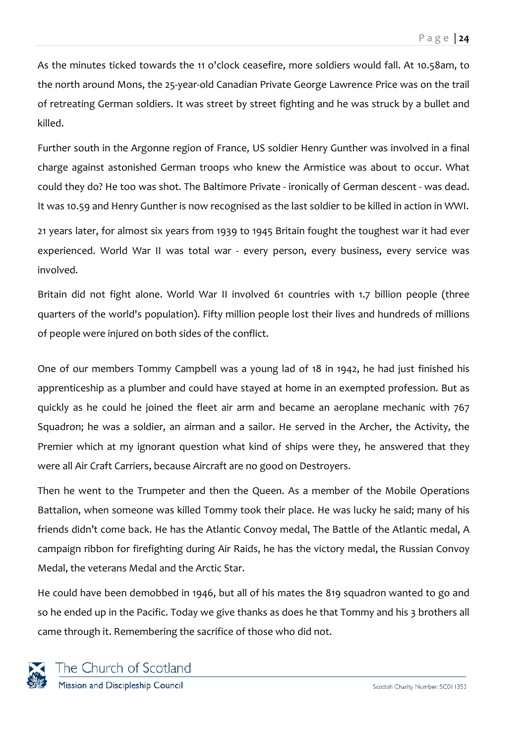As the minutes ticked towards the 11 o'clock ceasefire, more soldiers would fall. At 10.58am, to the north around Mons, the 25-year-old Canadian Private George Lawrence Price was on the trail of retreating German soldiers. It was street by street fighting and he was struck by a bullet and killed.

Further south in the Argonne region of France, US soldier Henry Gunther was involved in a final charge against astonished German troops who knew the Armistice was about to occur. What could they do? He too was shot. The Baltimore Private - ironically of German descent - was dead. It was 10.59 and Henry Gunther is now recognised as the last soldier to be killed in action in WWI.

21 years later, for almost six years from 1939 to 1945 Britain fought the toughest war it had ever experienced. World War II was total war - every person, every business, every service was involved.

Britain did not fight alone. World War II involved 61 countries with 1.7 billion people (three quarters of the world's population). Fifty million people lost their lives and hundreds of millions of people were injured on both sides of the conflict.

One of our members Tommy Campbell was a young lad of 18 in 1942, he had just finished his apprenticeship as a plumber and could have stayed at home in an exempted profession. But as quickly as he could he joined the fleet air arm and became an aeroplane mechanic with 767 Squadron; he was a soldier, an airman and a sailor. He served in the Archer, the Activity, the Premier which at my ignorant question what kind of ships were they, he answered that they were all Air Craft Carriers, because Aircraft are no good on Destroyers.

Then he went to the Trumpeter and then the Queen. As a member of the Mobile Operations Battalion, when someone was killed Tommy took their place. He was lucky he said; many of his friends didn't come back. He has the Atlantic Convoy medal, The Battle of the Atlantic medal, A campaign ribbon for firefighting during Air Raids, he has the victory medal, the Russian Convoy Medal, the veterans Medal and the Arctic Star.

He could have been demobbed in 1946, but all of his mates the 819 squadron wanted to go and so he ended up in the Pacific. Today we give thanks as does he that Tommy and his 3 brothers all came through it. Remembering the sacrifice of those who did not.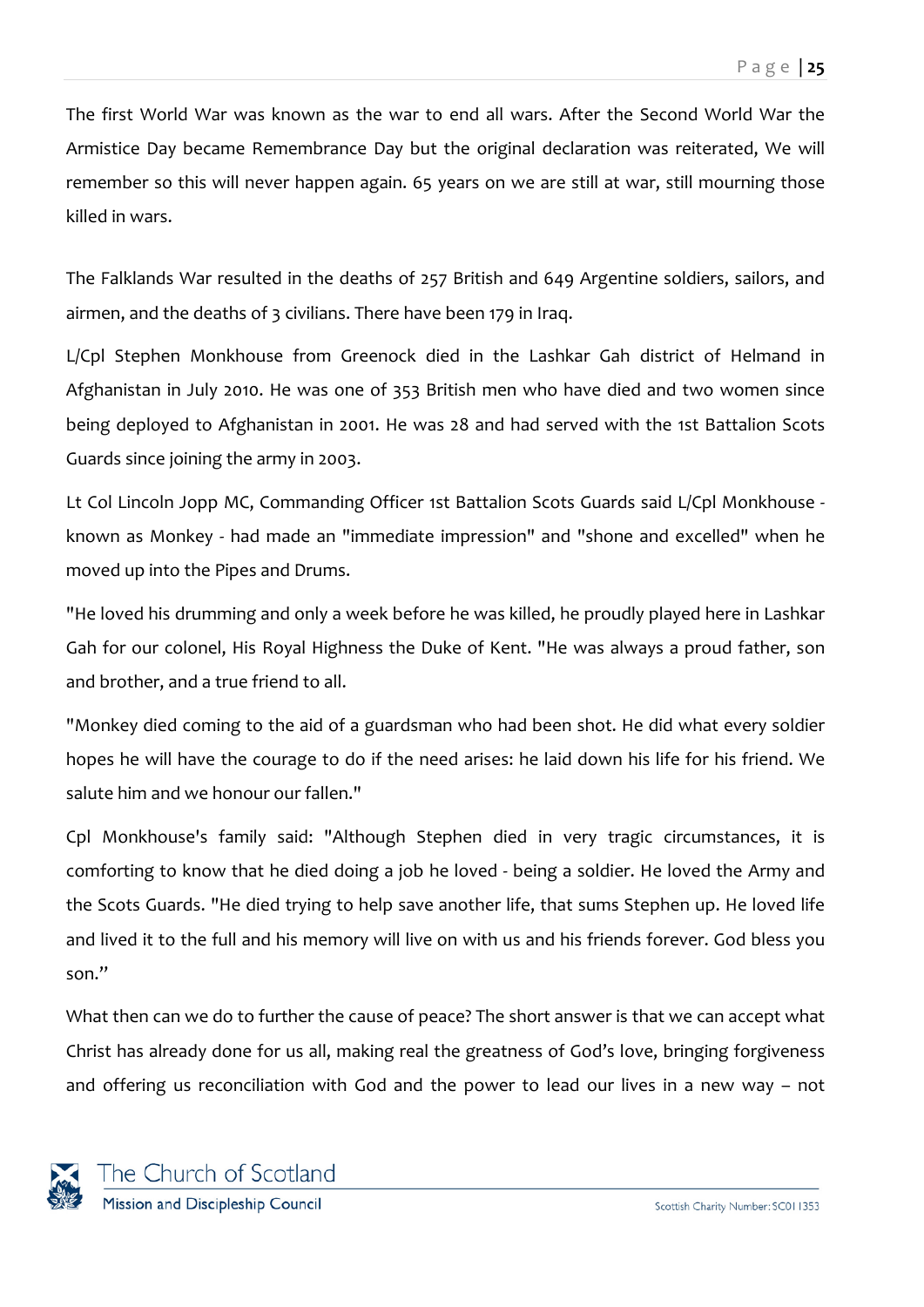The first World War was known as the war to end all wars. After the Second World War the Armistice Day became Remembrance Day but the original declaration was reiterated, We will remember so this will never happen again. 65 years on we are still at war, still mourning those killed in wars.

The Falklands War resulted in the deaths of 257 British and 649 Argentine soldiers, sailors, and airmen, and the deaths of 3 civilians. There have been 179 in Iraq.

L/Cpl Stephen Monkhouse from Greenock died in the Lashkar Gah district of Helmand in Afghanistan in July 2010. He was one of 353 British men who have died and two women since being deployed to Afghanistan in 2001. He was 28 and had served with the 1st Battalion Scots Guards since joining the army in 2003.

Lt Col Lincoln Jopp MC, Commanding Officer 1st Battalion Scots Guards said L/Cpl Monkhouse - known as Monkey - had made an "immediate impression" and "shone and excelled" when he moved up into the Pipes and Drums.

"He loved his drumming and only a week before he was killed, he proudly played here in Lashkar Gah for our colonel, His Royal Highness the Duke of Kent. "He was always a proud father, son and brother, and a true friend to all.

"Monkey died coming to the aid of a guardsman who had been shot. He did what every soldier hopes he will have the courage to do if the need arises: he laid down his life for his friend. We salute him and we honour our fallen."

Cpl Monkhouse's family said: "Although Stephen died in very tragic circumstances, it is comforting to know that he died doing a job he loved - being a soldier. He loved the Army and the Scots Guards. "He died trying to help save another life, that sums Stephen up. He loved life and lived it to the full and his memory will live on with us and his friends forever. God bless you son."

What then can we do to further the cause of peace? The short answer is that we can accept what Christ has already done for us all, making real the greatness of God's love, bringing forgiveness and offering us reconciliation with God and the power to lead our lives in a new way – not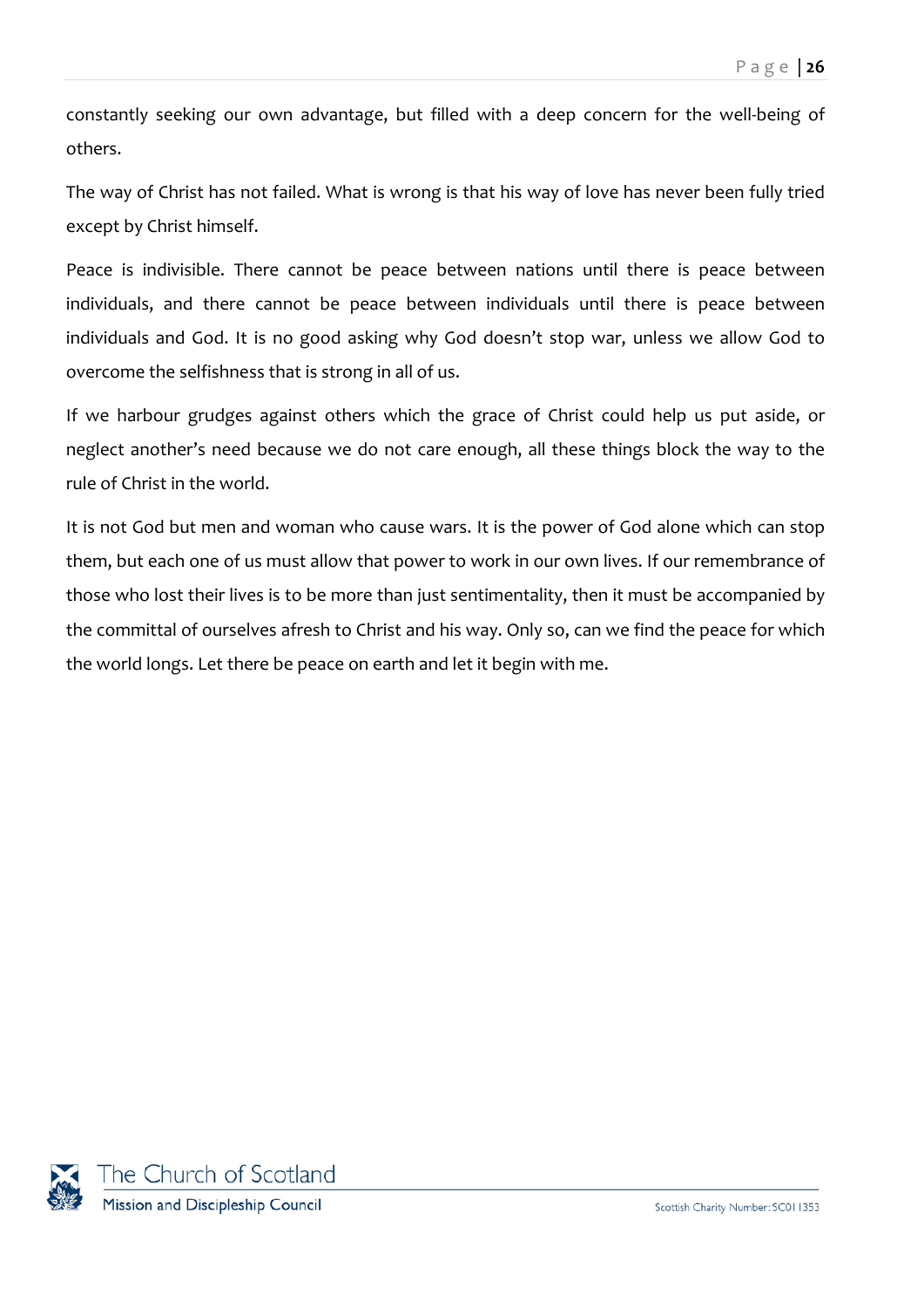constantly seeking our own advantage, but filled with a deep concern for the well-being of others.

The way of Christ has not failed. What is wrong is that his way of love has never been fully tried except by Christ himself.

Peace is indivisible. There cannot be peace between nations until there is peace between individuals, and there cannot be peace between individuals until there is peace between individuals and God. It is no good asking why God doesn't stop war, unless we allow God to overcome the selfishness that is strong in all of us.

If we harbour grudges against others which the grace of Christ could help us put aside, or neglect another's need because we do not care enough, all these things block the way to the rule of Christ in the world.

It is not God but men and woman who cause wars. It is the power of God alone which can stop them, but each one of us must allow that power to work in our own lives. If our remembrance of those who lost their lives is to be more than just sentimentality, then it must be accompanied by the committal of ourselves afresh to Christ and his way. Only so, can we find the peace for which the world longs. Let there be peace on earth and let it begin with me.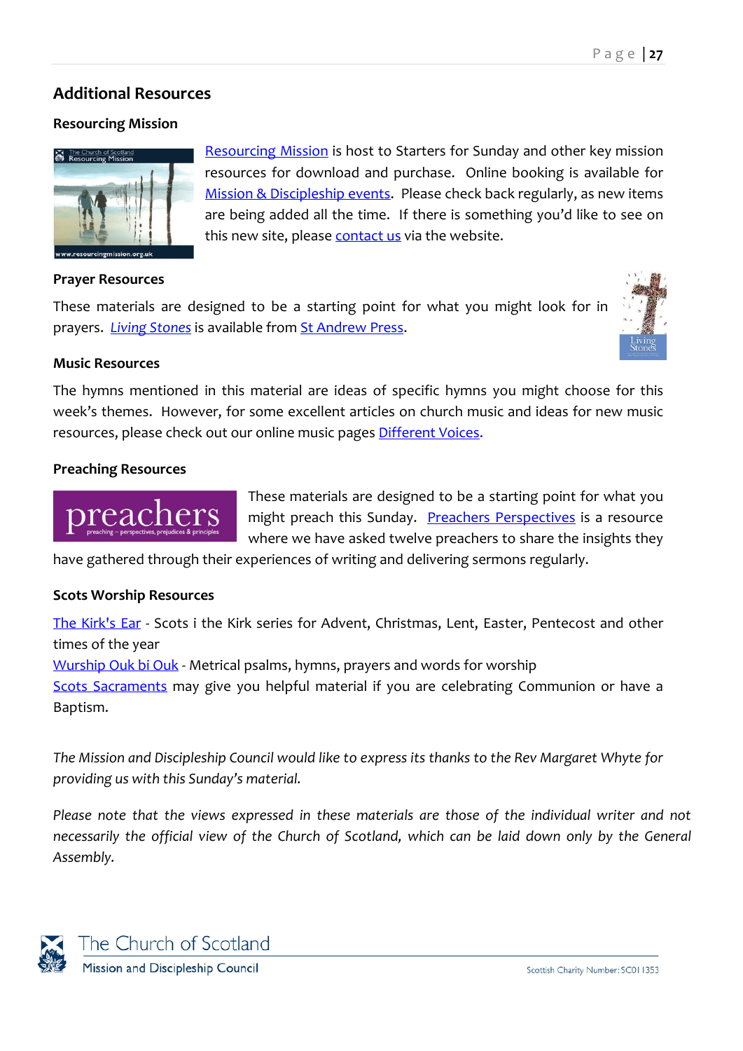## Additional Resources

### Resourcing Mission

Resourcing Mission is host to Starters for Sunday and other key mission resources for download and purchase. Online booking is available for Mission & Discipleship events. Please check back regularly, as new items are being added all the time. If there is something you'd like to see on this new site, please contact us via the website.

### Prayer Resources

These materials are designed to be a starting point for what you might look for in prayers. *Living Stones* is available from St Andrew Press.

### Music Resources

The hymns mentioned in this material are ideas of specific hymns you might choose for this week's themes. However, for some excellent articles on church music and ideas for new music resources, please check out our online music pages Different Voices.

### Preaching Resources

These materials are designed to be a starting point for what you might preach this Sunday. Preachers Perspectives is a resource where we have asked twelve preachers to share the insights they have gathered through their experiences of writing and delivering sermons regularly.

### Scots Worship Resources

The Kirk's Ear - Scots i the Kirk series for Advent, Christmas, Lent, Easter, Pentecost and other times of the year
Wurship Ouk bi Ouk - Metrical psalms, hymns, prayers and words for worship
Scots Sacraments may give you helpful material if you are celebrating Communion or have a Baptism.

*The Mission and Discipleship Council would like to express its thanks to the Rev Margaret Whyte for providing us with this Sunday's material.*

*Please note that the views expressed in these materials are those of the individual writer and not necessarily the official view of the Church of Scotland, which can be laid down only by the General Assembly.*

The Church of Scotland
Mission and Discipleship Council

Scottish Charity Number: SC011353